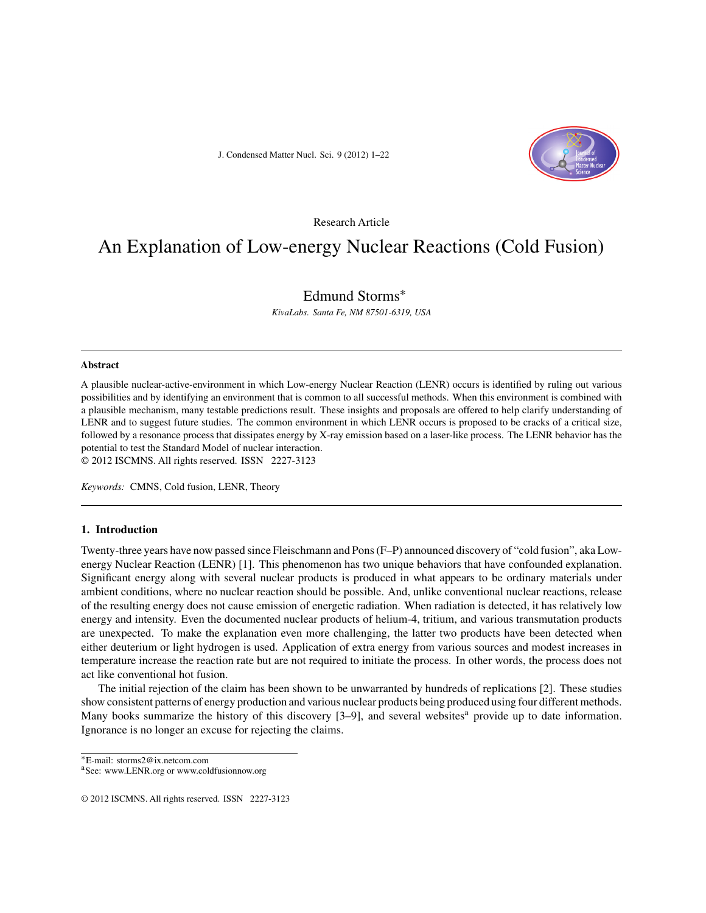Research Article

# An Explanation of Low-energy Nuclear Reactions (Cold Fusion)

Edmund Storms*

*KivaLabs. Santa Fe, NM 87501-6319, USA*

---

**Abstract**

A plausible nuclear-active-environment in which Low-energy Nuclear Reaction (LENR) occurs is identified by ruling out various possibilities and by identifying an environment that is common to all successful methods. When this environment is combined with a plausible mechanism, many testable predictions result. These insights and proposals are offered to help clarify understanding of LENR and to suggest future studies. The common environment in which LENR occurs is proposed to be cracks of a critical size, followed by a resonance process that dissipates energy by X-ray emission based on a laser-like process. The LENR behavior has the potential to test the Standard Model of nuclear interaction.

© 2012 ISCMNS. All rights reserved. ISSN 2227-3123

*Keywords:* CMNS, Cold fusion, LENR, Theory

---

## 1. Introduction

Twenty-three years have now passed since Fleischmann and Pons (F–P) announced discovery of "cold fusion", aka Low-energy Nuclear Reaction (LENR) [1]. This phenomenon has two unique behaviors that have confounded explanation. Significant energy along with several nuclear products is produced in what appears to be ordinary materials under ambient conditions, where no nuclear reaction should be possible. And, unlike conventional nuclear reactions, release of the resulting energy does not cause emission of energetic radiation. When radiation is detected, it has relatively low energy and intensity. Even the documented nuclear products of helium-4, tritium, and various transmutation products are unexpected. To make the explanation even more challenging, the latter two products have been detected when either deuterium or light hydrogen is used. Application of extra energy from various sources and modest increases in temperature increase the reaction rate but are not required to initiate the process. In other words, the process does not act like conventional hot fusion.

The initial rejection of the claim has been shown to be unwarranted by hundreds of replications [2]. These studies show consistent patterns of energy production and various nuclear products being produced using four different methods. Many books summarize the history of this discovery [3–9], and several websites[a] provide up to date information. Ignorance is no longer an excuse for rejecting the claims.

---

*E-mail: storms2@ix.netcom.com

[a] See: www.LENR.org or www.coldfusionnow.org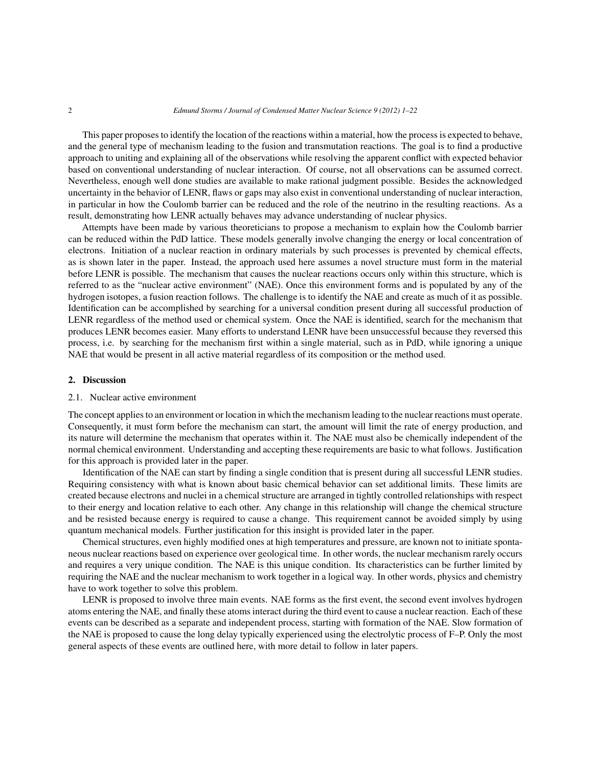This paper proposes to identify the location of the reactions within a material, how the process is expected to behave, and the general type of mechanism leading to the fusion and transmutation reactions. The goal is to find a productive approach to uniting and explaining all of the observations while resolving the apparent conflict with expected behavior based on conventional understanding of nuclear interaction. Of course, not all observations can be assumed correct. Nevertheless, enough well done studies are available to make rational judgment possible. Besides the acknowledged uncertainty in the behavior of LENR, flaws or gaps may also exist in conventional understanding of nuclear interaction, in particular in how the Coulomb barrier can be reduced and the role of the neutrino in the resulting reactions. As a result, demonstrating how LENR actually behaves may advance understanding of nuclear physics.

Attempts have been made by various theoreticians to propose a mechanism to explain how the Coulomb barrier can be reduced within the PdD lattice. These models generally involve changing the energy or local concentration of electrons. Initiation of a nuclear reaction in ordinary materials by such processes is prevented by chemical effects, as is shown later in the paper. Instead, the approach used here assumes a novel structure must form in the material before LENR is possible. The mechanism that causes the nuclear reactions occurs only within this structure, which is referred to as the "nuclear active environment" (NAE). Once this environment forms and is populated by any of the hydrogen isotopes, a fusion reaction follows. The challenge is to identify the NAE and create as much of it as possible. Identification can be accomplished by searching for a universal condition present during all successful production of LENR regardless of the method used or chemical system. Once the NAE is identified, search for the mechanism that produces LENR becomes easier. Many efforts to understand LENR have been unsuccessful because they reversed this process, i.e. by searching for the mechanism first within a single material, such as in PdD, while ignoring a unique NAE that would be present in all active material regardless of its composition or the method used.

## 2. Discussion

### 2.1. Nuclear active environment

The concept applies to an environment or location in which the mechanism leading to the nuclear reactions must operate. Consequently, it must form before the mechanism can start, the amount will limit the rate of energy production, and its nature will determine the mechanism that operates within it. The NAE must also be chemically independent of the normal chemical environment. Understanding and accepting these requirements are basic to what follows. Justification for this approach is provided later in the paper.

Identification of the NAE can start by finding a single condition that is present during all successful LENR studies. Requiring consistency with what is known about basic chemical behavior can set additional limits. These limits are created because electrons and nuclei in a chemical structure are arranged in tightly controlled relationships with respect to their energy and location relative to each other. Any change in this relationship will change the chemical structure and be resisted because energy is required to cause a change. This requirement cannot be avoided simply by using quantum mechanical models. Further justification for this insight is provided later in the paper.

Chemical structures, even highly modified ones at high temperatures and pressure, are known not to initiate spontaneous nuclear reactions based on experience over geological time. In other words, the nuclear mechanism rarely occurs and requires a very unique condition. The NAE is this unique condition. Its characteristics can be further limited by requiring the NAE and the nuclear mechanism to work together in a logical way. In other words, physics and chemistry have to work together to solve this problem.

LENR is proposed to involve three main events. NAE forms as the first event, the second event involves hydrogen atoms entering the NAE, and finally these atoms interact during the third event to cause a nuclear reaction. Each of these events can be described as a separate and independent process, starting with formation of the NAE. Slow formation of the NAE is proposed to cause the long delay typically experienced using the electrolytic process of F–P. Only the most general aspects of these events are outlined here, with more detail to follow in later papers.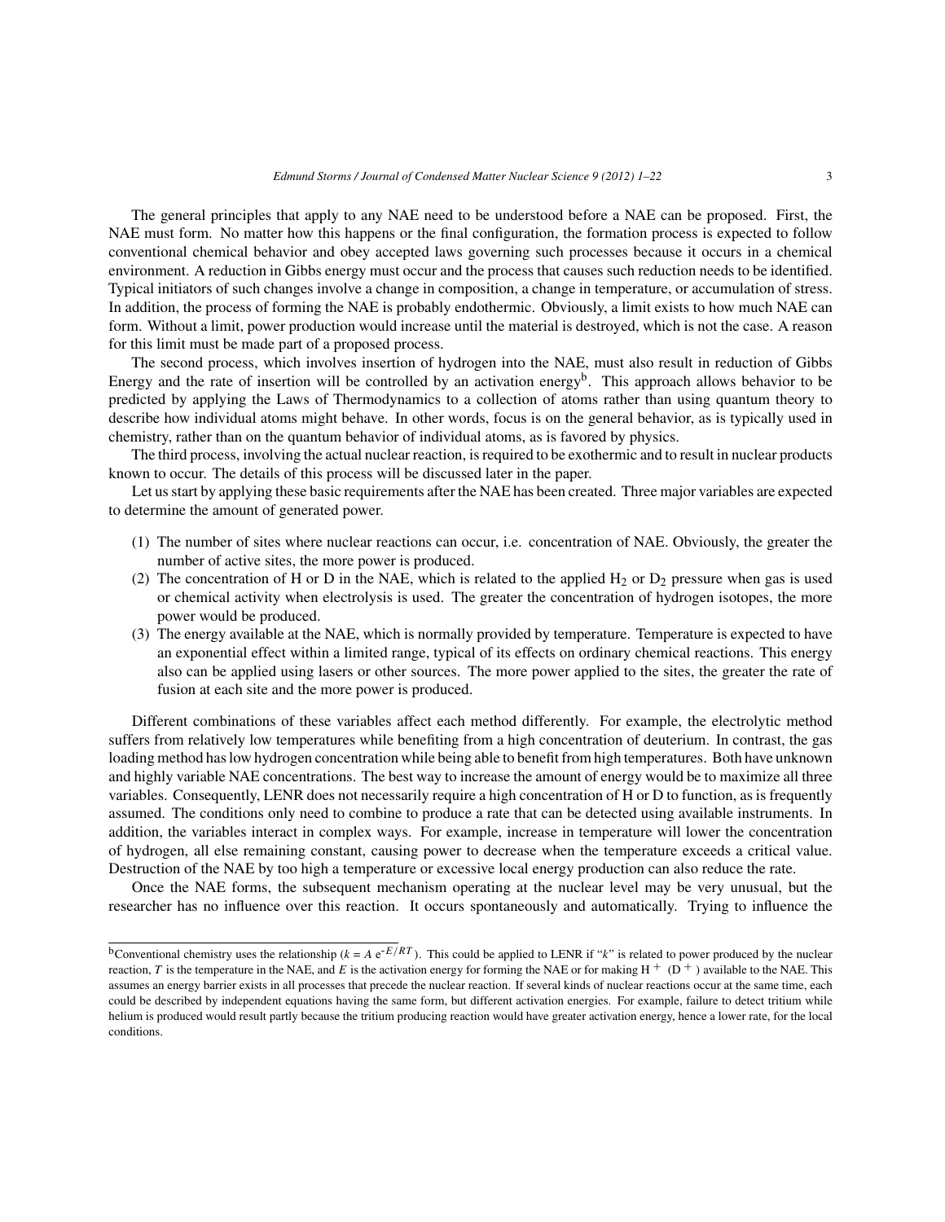The general principles that apply to any NAE need to be understood before a NAE can be proposed. First, the NAE must form. No matter how this happens or the final configuration, the formation process is expected to follow conventional chemical behavior and obey accepted laws governing such processes because it occurs in a chemical environment. A reduction in Gibbs energy must occur and the process that causes such reduction needs to be identified. Typical initiators of such changes involve a change in composition, a change in temperature, or accumulation of stress. In addition, the process of forming the NAE is probably endothermic. Obviously, a limit exists to how much NAE can form. Without a limit, power production would increase until the material is destroyed, which is not the case. A reason for this limit must be made part of a proposed process.

The second process, which involves insertion of hydrogen into the NAE, must also result in reduction of Gibbs Energy and the rate of insertion will be controlled by an activation energy[b]. This approach allows behavior to be predicted by applying the Laws of Thermodynamics to a collection of atoms rather than using quantum theory to describe how individual atoms might behave. In other words, focus is on the general behavior, as is typically used in chemistry, rather than on the quantum behavior of individual atoms, as is favored by physics.

The third process, involving the actual nuclear reaction, is required to be exothermic and to result in nuclear products known to occur. The details of this process will be discussed later in the paper.

Let us start by applying these basic requirements after the NAE has been created. Three major variables are expected to determine the amount of generated power.

(1) The number of sites where nuclear reactions can occur, i.e. concentration of NAE. Obviously, the greater the number of active sites, the more power is produced.
(2) The concentration of H or D in the NAE, which is related to the applied $H_2$ or $D_2$ pressure when gas is used or chemical activity when electrolysis is used. The greater the concentration of hydrogen isotopes, the more power would be produced.
(3) The energy available at the NAE, which is normally provided by temperature. Temperature is expected to have an exponential effect within a limited range, typical of its effects on ordinary chemical reactions. This energy also can be applied using lasers or other sources. The more power applied to the sites, the greater the rate of fusion at each site and the more power is produced.

Different combinations of these variables affect each method differently. For example, the electrolytic method suffers from relatively low temperatures while benefiting from a high concentration of deuterium. In contrast, the gas loading method has low hydrogen concentration while being able to benefit from high temperatures. Both have unknown and highly variable NAE concentrations. The best way to increase the amount of energy would be to maximize all three variables. Consequently, LENR does not necessarily require a high concentration of H or D to function, as is frequently assumed. The conditions only need to combine to produce a rate that can be detected using available instruments. In addition, the variables interact in complex ways. For example, increase in temperature will lower the concentration of hydrogen, all else remaining constant, causing power to decrease when the temperature exceeds a critical value. Destruction of the NAE by too high a temperature or excessive local energy production can also reduce the rate.

Once the NAE forms, the subsequent mechanism operating at the nuclear level may be very unusual, but the researcher has no influence over this reaction. It occurs spontaneously and automatically. Trying to influence the

---

[b] Conventional chemistry uses the relationship ($k = A\, e^{-E/RT}$). This could be applied to LENR if "$k$" is related to power produced by the nuclear reaction, $T$ is the temperature in the NAE, and $E$ is the activation energy for forming the NAE or for making $H^+$ ($D^+$) available to the NAE. This assumes an energy barrier exists in all processes that precede the nuclear reaction. If several kinds of nuclear reactions occur at the same time, each could be described by independent equations having the same form, but different activation energies. For example, failure to detect tritium while helium is produced would result partly because the tritium producing reaction would have greater activation energy, hence a lower rate, for the local conditions.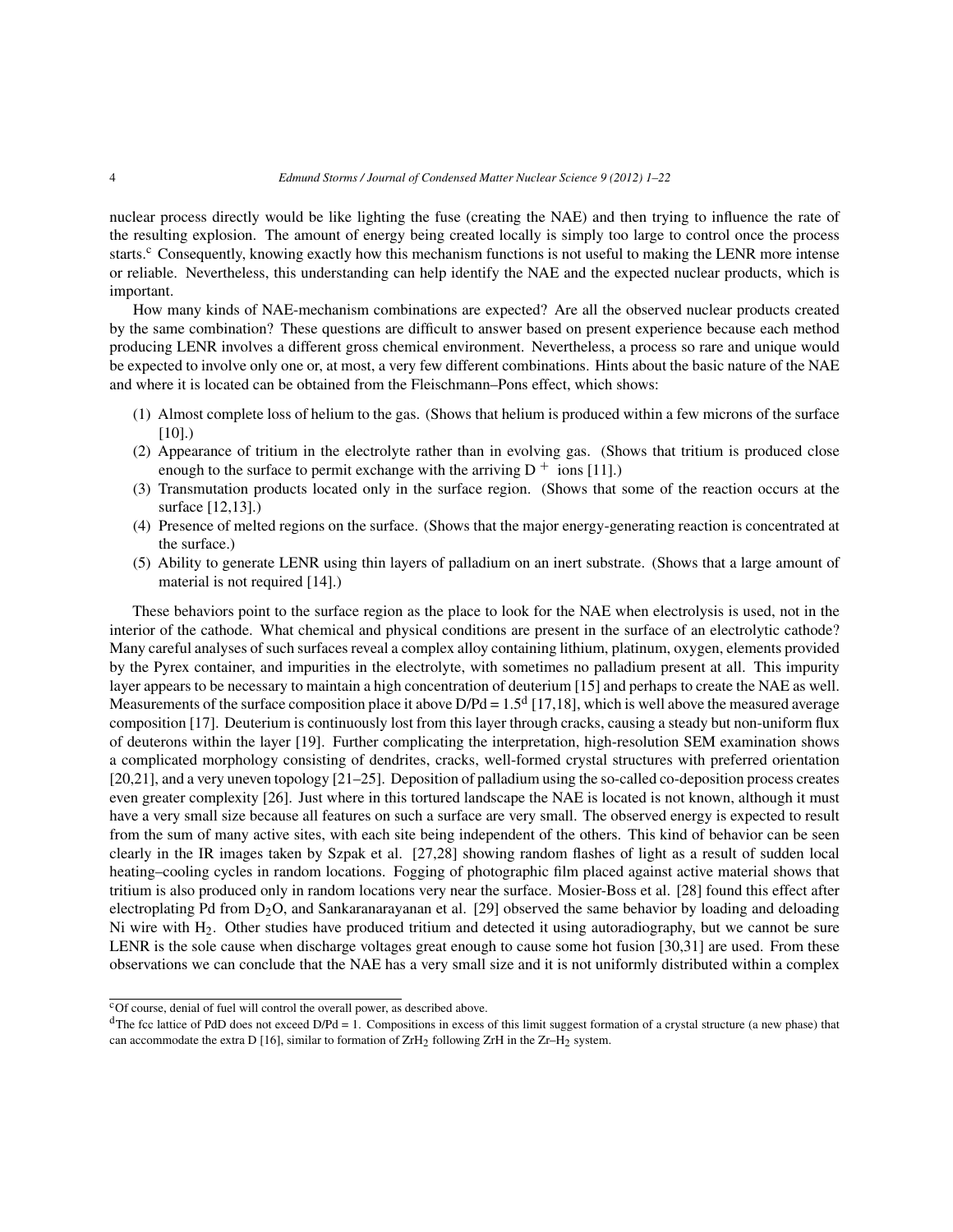nuclear process directly would be like lighting the fuse (creating the NAE) and then trying to influence the rate of the resulting explosion. The amount of energy being created locally is simply too large to control once the process starts.[c] Consequently, knowing exactly how this mechanism functions is not useful to making the LENR more intense or reliable. Nevertheless, this understanding can help identify the NAE and the expected nuclear products, which is important.

How many kinds of NAE-mechanism combinations are expected? Are all the observed nuclear products created by the same combination? These questions are difficult to answer based on present experience because each method producing LENR involves a different gross chemical environment. Nevertheless, a process so rare and unique would be expected to involve only one or, at most, a very few different combinations. Hints about the basic nature of the NAE and where it is located can be obtained from the Fleischmann–Pons effect, which shows:

(1) Almost complete loss of helium to the gas. (Shows that helium is produced within a few microns of the surface [10].)
(2) Appearance of tritium in the electrolyte rather than in evolving gas. (Shows that tritium is produced close enough to the surface to permit exchange with the arriving $D^+$ ions [11].)
(3) Transmutation products located only in the surface region. (Shows that some of the reaction occurs at the surface [12,13].)
(4) Presence of melted regions on the surface. (Shows that the major energy-generating reaction is concentrated at the surface.)
(5) Ability to generate LENR using thin layers of palladium on an inert substrate. (Shows that a large amount of material is not required [14].)

These behaviors point to the surface region as the place to look for the NAE when electrolysis is used, not in the interior of the cathode. What chemical and physical conditions are present in the surface of an electrolytic cathode? Many careful analyses of such surfaces reveal a complex alloy containing lithium, platinum, oxygen, elements provided by the Pyrex container, and impurities in the electrolyte, with sometimes no palladium present at all. This impurity layer appears to be necessary to maintain a high concentration of deuterium [15] and perhaps to create the NAE as well. Measurements of the surface composition place it above D/Pd = 1.5[d] [17,18], which is well above the measured average composition [17]. Deuterium is continuously lost from this layer through cracks, causing a steady but non-uniform flux of deuterons within the layer [19]. Further complicating the interpretation, high-resolution SEM examination shows a complicated morphology consisting of dendrites, cracks, well-formed crystal structures with preferred orientation [20,21], and a very uneven topology [21–25]. Deposition of palladium using the so-called co-deposition process creates even greater complexity [26]. Just where in this tortured landscape the NAE is located is not known, although it must have a very small size because all features on such a surface are very small. The observed energy is expected to result from the sum of many active sites, with each site being independent of the others. This kind of behavior can be seen clearly in the IR images taken by Szpak et al. [27,28] showing random flashes of light as a result of sudden local heating–cooling cycles in random locations. Fogging of photographic film placed against active material shows that tritium is also produced only in random locations very near the surface. Mosier-Boss et al. [28] found this effect after electroplating Pd from $D_2O$, and Sankaranarayanan et al. [29] observed the same behavior by loading and deloading Ni wire with $H_2$. Other studies have produced tritium and detected it using autoradiography, but we cannot be sure LENR is the sole cause when discharge voltages great enough to cause some hot fusion [30,31] are used. From these observations we can conclude that the NAE has a very small size and it is not uniformly distributed within a complex

---

[c] Of course, denial of fuel will control the overall power, as described above.

[d] The fcc lattice of PdD does not exceed D/Pd = 1. Compositions in excess of this limit suggest formation of a crystal structure (a new phase) that can accommodate the extra D [16], similar to formation of $ZrH_2$ following ZrH in the Zr–$H_2$ system.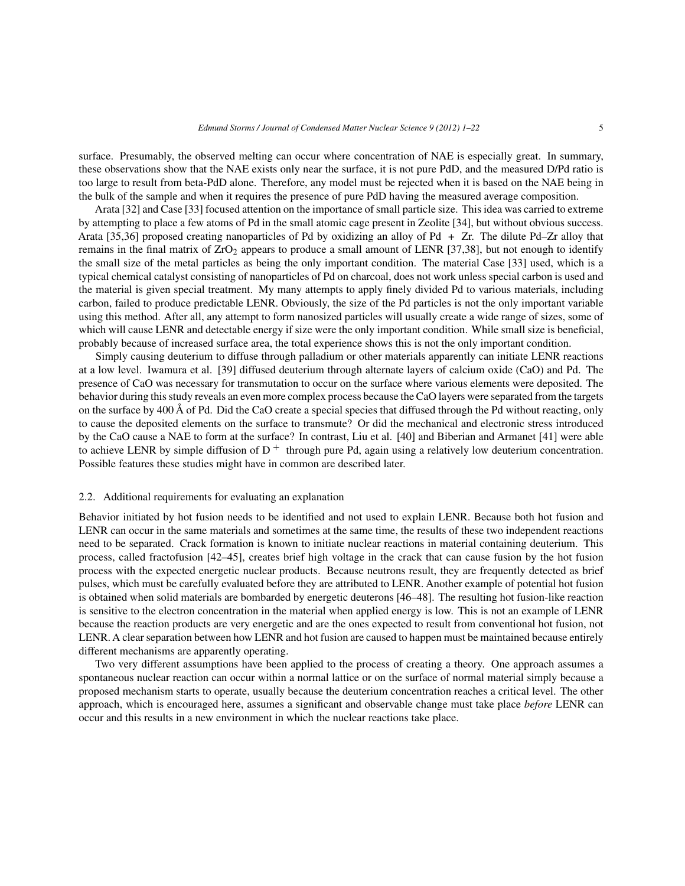surface. Presumably, the observed melting can occur where concentration of NAE is especially great. In summary, these observations show that the NAE exists only near the surface, it is not pure PdD, and the measured D/Pd ratio is too large to result from beta-PdD alone. Therefore, any model must be rejected when it is based on the NAE being in the bulk of the sample and when it requires the presence of pure PdD having the measured average composition.

Arata [32] and Case [33] focused attention on the importance of small particle size. This idea was carried to extreme by attempting to place a few atoms of Pd in the small atomic cage present in Zeolite [34], but without obvious success. Arata [35,36] proposed creating nanoparticles of Pd by oxidizing an alloy of Pd + Zr. The dilute Pd–Zr alloy that remains in the final matrix of $ZrO_2$ appears to produce a small amount of LENR [37,38], but not enough to identify the small size of the metal particles as being the only important condition. The material Case [33] used, which is a typical chemical catalyst consisting of nanoparticles of Pd on charcoal, does not work unless special carbon is used and the material is given special treatment. My many attempts to apply finely divided Pd to various materials, including carbon, failed to produce predictable LENR. Obviously, the size of the Pd particles is not the only important variable using this method. After all, any attempt to form nanosized particles will usually create a wide range of sizes, some of which will cause LENR and detectable energy if size were the only important condition. While small size is beneficial, probably because of increased surface area, the total experience shows this is not the only important condition.

Simply causing deuterium to diffuse through palladium or other materials apparently can initiate LENR reactions at a low level. Iwamura et al. [39] diffused deuterium through alternate layers of calcium oxide (CaO) and Pd. The presence of CaO was necessary for transmutation to occur on the surface where various elements were deposited. The behavior during this study reveals an even more complex process because the CaO layers were separated from the targets on the surface by 400 Å of Pd. Did the CaO create a special species that diffused through the Pd without reacting, only to cause the deposited elements on the surface to transmute? Or did the mechanical and electronic stress introduced by the CaO cause a NAE to form at the surface? In contrast, Liu et al. [40] and Biberian and Armanet [41] were able to achieve LENR by simple diffusion of $D^+$ through pure Pd, again using a relatively low deuterium concentration. Possible features these studies might have in common are described later.

### 2.2. Additional requirements for evaluating an explanation

Behavior initiated by hot fusion needs to be identified and not used to explain LENR. Because both hot fusion and LENR can occur in the same materials and sometimes at the same time, the results of these two independent reactions need to be separated. Crack formation is known to initiate nuclear reactions in material containing deuterium. This process, called fractofusion [42–45], creates brief high voltage in the crack that can cause fusion by the hot fusion process with the expected energetic nuclear products. Because neutrons result, they are frequently detected as brief pulses, which must be carefully evaluated before they are attributed to LENR. Another example of potential hot fusion is obtained when solid materials are bombarded by energetic deuterons [46–48]. The resulting hot fusion-like reaction is sensitive to the electron concentration in the material when applied energy is low. This is not an example of LENR because the reaction products are very energetic and are the ones expected to result from conventional hot fusion, not LENR. A clear separation between how LENR and hot fusion are caused to happen must be maintained because entirely different mechanisms are apparently operating.

Two very different assumptions have been applied to the process of creating a theory. One approach assumes a spontaneous nuclear reaction can occur within a normal lattice or on the surface of normal material simply because a proposed mechanism starts to operate, usually because the deuterium concentration reaches a critical level. The other approach, which is encouraged here, assumes a significant and observable change must take place *before* LENR can occur and this results in a new environment in which the nuclear reactions take place.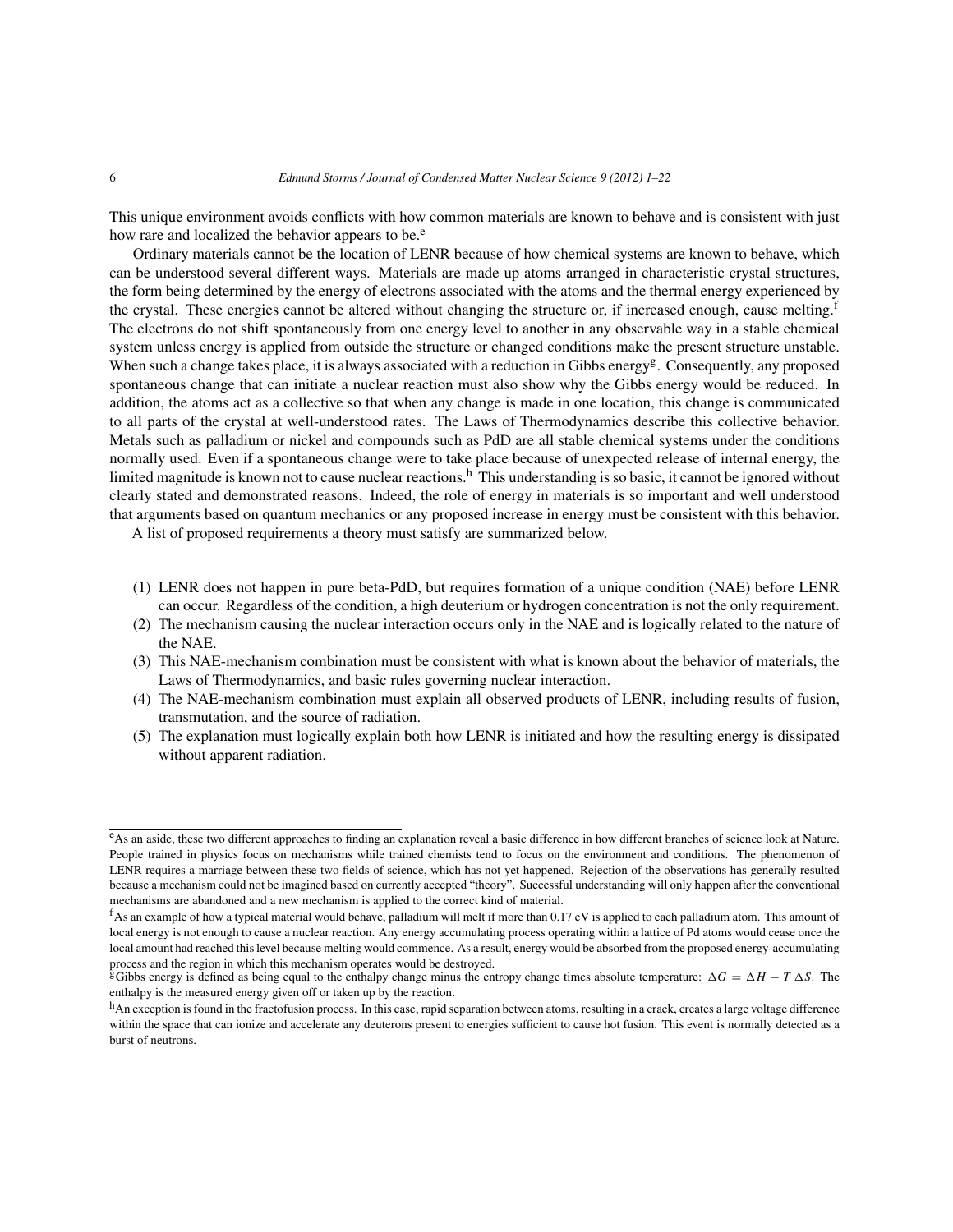This unique environment avoids conflicts with how common materials are known to behave and is consistent with just how rare and localized the behavior appears to be.[e]

Ordinary materials cannot be the location of LENR because of how chemical systems are known to behave, which can be understood several different ways. Materials are made up atoms arranged in characteristic crystal structures, the form being determined by the energy of electrons associated with the atoms and the thermal energy experienced by the crystal. These energies cannot be altered without changing the structure or, if increased enough, cause melting.[f] The electrons do not shift spontaneously from one energy level to another in any observable way in a stable chemical system unless energy is applied from outside the structure or changed conditions make the present structure unstable. When such a change takes place, it is always associated with a reduction in Gibbs energy[g]. Consequently, any proposed spontaneous change that can initiate a nuclear reaction must also show why the Gibbs energy would be reduced. In addition, the atoms act as a collective so that when any change is made in one location, this change is communicated to all parts of the crystal at well-understood rates. The Laws of Thermodynamics describe this collective behavior. Metals such as palladium or nickel and compounds such as PdD are all stable chemical systems under the conditions normally used. Even if a spontaneous change were to take place because of unexpected release of internal energy, the limited magnitude is known not to cause nuclear reactions.[h] This understanding is so basic, it cannot be ignored without clearly stated and demonstrated reasons. Indeed, the role of energy in materials is so important and well understood that arguments based on quantum mechanics or any proposed increase in energy must be consistent with this behavior.

A list of proposed requirements a theory must satisfy are summarized below.

1. LENR does not happen in pure beta-PdD, but requires formation of a unique condition (NAE) before LENR can occur. Regardless of the condition, a high deuterium or hydrogen concentration is not the only requirement.
2. The mechanism causing the nuclear interaction occurs only in the NAE and is logically related to the nature of the NAE.
3. This NAE-mechanism combination must be consistent with what is known about the behavior of materials, the Laws of Thermodynamics, and basic rules governing nuclear interaction.
4. The NAE-mechanism combination must explain all observed products of LENR, including results of fusion, transmutation, and the source of radiation.
5. The explanation must logically explain both how LENR is initiated and how the resulting energy is dissipated without apparent radiation.

---

[e] As an aside, these two different approaches to finding an explanation reveal a basic difference in how different branches of science look at Nature. People trained in physics focus on mechanisms while trained chemists tend to focus on the environment and conditions. The phenomenon of LENR requires a marriage between these two fields of science, which has not yet happened. Rejection of the observations has generally resulted because a mechanism could not be imagined based on currently accepted "theory". Successful understanding will only happen after the conventional mechanisms are abandoned and a new mechanism is applied to the correct kind of material.

[f] As an example of how a typical material would behave, palladium will melt if more than 0.17 eV is applied to each palladium atom. This amount of local energy is not enough to cause a nuclear reaction. Any energy accumulating process operating within a lattice of Pd atoms would cease once the local amount had reached this level because melting would commence. As a result, energy would be absorbed from the proposed energy-accumulating process and the region in which this mechanism operates would be destroyed.

[g] Gibbs energy is defined as being equal to the enthalpy change minus the entropy change times absolute temperature: $\Delta G = \Delta H - T\,\Delta S$. The enthalpy is the measured energy given off or taken up by the reaction.

[h] An exception is found in the fractofusion process. In this case, rapid separation between atoms, resulting in a crack, creates a large voltage difference within the space that can ionize and accelerate any deuterons present to energies sufficient to cause hot fusion. This event is normally detected as a burst of neutrons.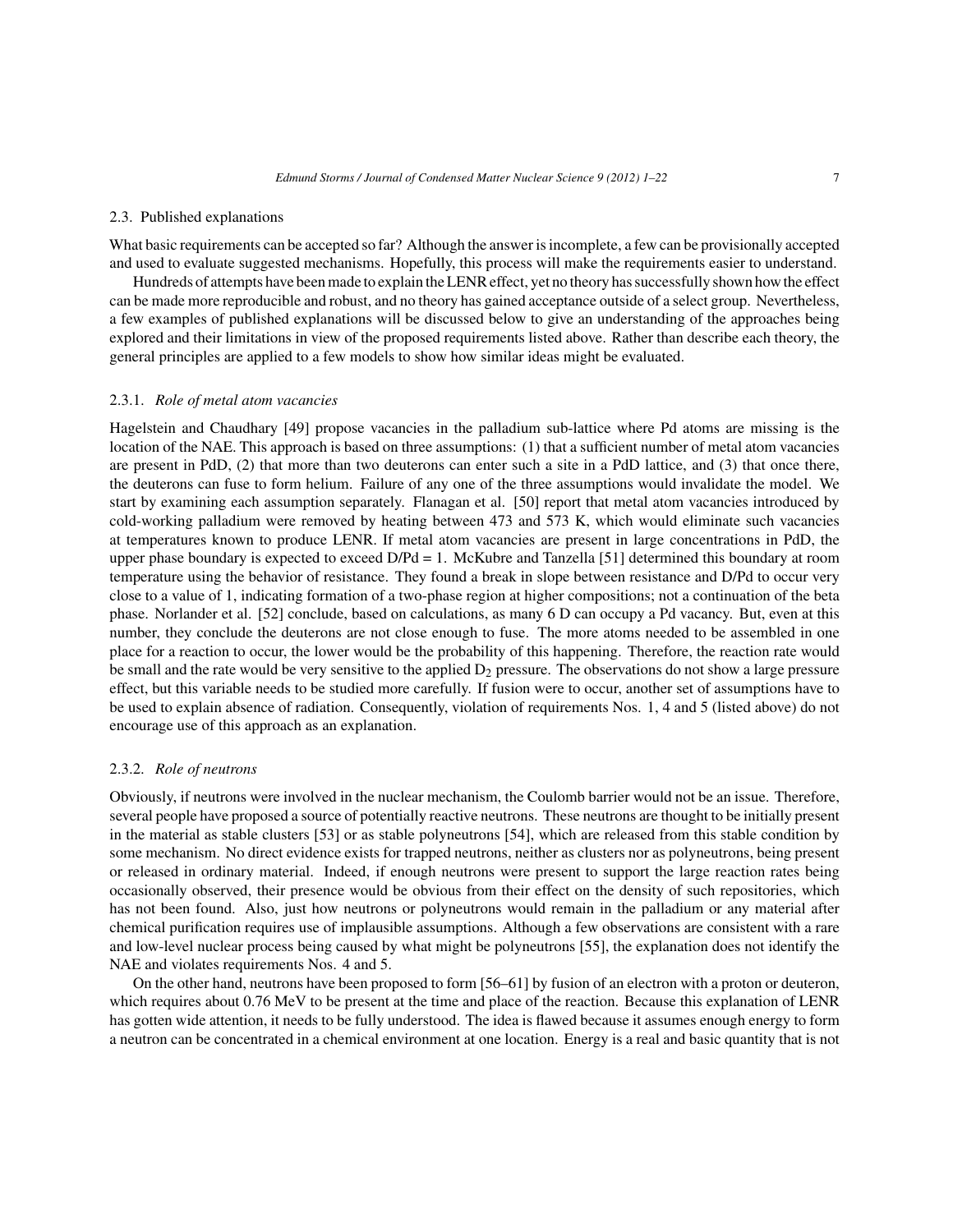### 2.3. Published explanations

What basic requirements can be accepted so far? Although the answer is incomplete, a few can be provisionally accepted and used to evaluate suggested mechanisms. Hopefully, this process will make the requirements easier to understand.

Hundreds of attempts have been made to explain the LENR effect, yet no theory has successfully shown how the effect can be made more reproducible and robust, and no theory has gained acceptance outside of a select group. Nevertheless, a few examples of published explanations will be discussed below to give an understanding of the approaches being explored and their limitations in view of the proposed requirements listed above. Rather than describe each theory, the general principles are applied to a few models to show how similar ideas might be evaluated.

#### 2.3.1. *Role of metal atom vacancies*

Hagelstein and Chaudhary [49] propose vacancies in the palladium sub-lattice where Pd atoms are missing is the location of the NAE. This approach is based on three assumptions: (1) that a sufficient number of metal atom vacancies are present in PdD, (2) that more than two deuterons can enter such a site in a PdD lattice, and (3) that once there, the deuterons can fuse to form helium. Failure of any one of the three assumptions would invalidate the model. We start by examining each assumption separately. Flanagan et al. [50] report that metal atom vacancies introduced by cold-working palladium were removed by heating between 473 and 573 K, which would eliminate such vacancies at temperatures known to produce LENR. If metal atom vacancies are present in large concentrations in PdD, the upper phase boundary is expected to exceed D/Pd = 1. McKubre and Tanzella [51] determined this boundary at room temperature using the behavior of resistance. They found a break in slope between resistance and D/Pd to occur very close to a value of 1, indicating formation of a two-phase region at higher compositions; not a continuation of the beta phase. Norlander et al. [52] conclude, based on calculations, as many 6 D can occupy a Pd vacancy. But, even at this number, they conclude the deuterons are not close enough to fuse. The more atoms needed to be assembled in one place for a reaction to occur, the lower would be the probability of this happening. Therefore, the reaction rate would be small and the rate would be very sensitive to the applied $D_2$ pressure. The observations do not show a large pressure effect, but this variable needs to be studied more carefully. If fusion were to occur, another set of assumptions have to be used to explain absence of radiation. Consequently, violation of requirements Nos. 1, 4 and 5 (listed above) do not encourage use of this approach as an explanation.

#### 2.3.2. *Role of neutrons*

Obviously, if neutrons were involved in the nuclear mechanism, the Coulomb barrier would not be an issue. Therefore, several people have proposed a source of potentially reactive neutrons. These neutrons are thought to be initially present in the material as stable clusters [53] or as stable polyneutrons [54], which are released from this stable condition by some mechanism. No direct evidence exists for trapped neutrons, neither as clusters nor as polyneutrons, being present or released in ordinary material. Indeed, if enough neutrons were present to support the large reaction rates being occasionally observed, their presence would be obvious from their effect on the density of such repositories, which has not been found. Also, just how neutrons or polyneutrons would remain in the palladium or any material after chemical purification requires use of implausible assumptions. Although a few observations are consistent with a rare and low-level nuclear process being caused by what might be polyneutrons [55], the explanation does not identify the NAE and violates requirements Nos. 4 and 5.

On the other hand, neutrons have been proposed to form [56–61] by fusion of an electron with a proton or deuteron, which requires about 0.76 MeV to be present at the time and place of the reaction. Because this explanation of LENR has gotten wide attention, it needs to be fully understood. The idea is flawed because it assumes enough energy to form a neutron can be concentrated in a chemical environment at one location. Energy is a real and basic quantity that is not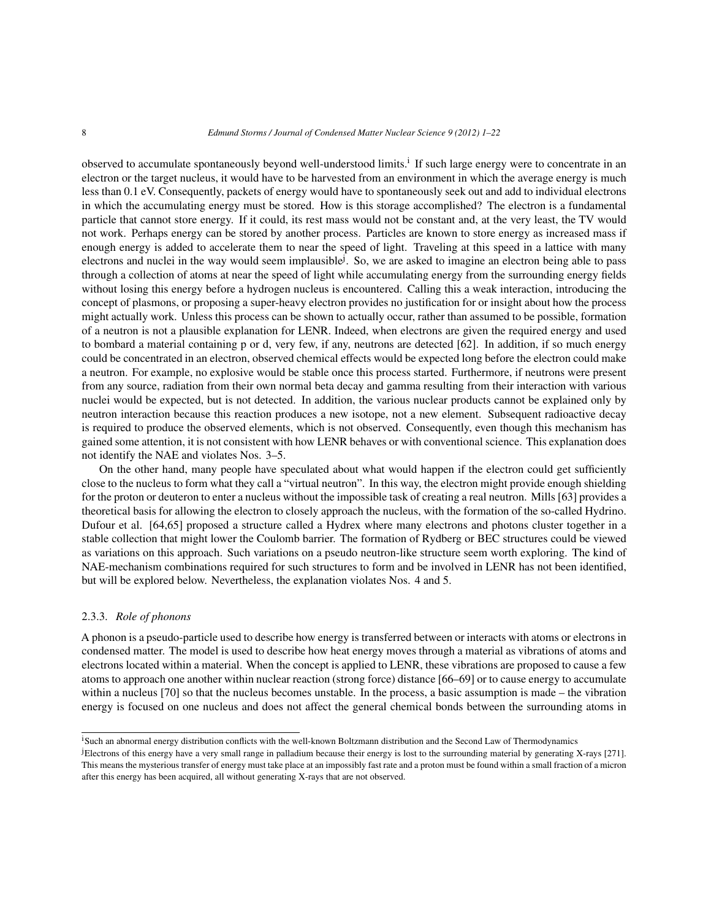observed to accumulate spontaneously beyond well-understood limits.[i] If such large energy were to concentrate in an electron or the target nucleus, it would have to be harvested from an environment in which the average energy is much less than 0.1 eV. Consequently, packets of energy would have to spontaneously seek out and add to individual electrons in which the accumulating energy must be stored. How is this storage accomplished? The electron is a fundamental particle that cannot store energy. If it could, its rest mass would not be constant and, at the very least, the TV would not work. Perhaps energy can be stored by another process. Particles are known to store energy as increased mass if enough energy is added to accelerate them to near the speed of light. Traveling at this speed in a lattice with many electrons and nuclei in the way would seem implausible[j]. So, we are asked to imagine an electron being able to pass through a collection of atoms at near the speed of light while accumulating energy from the surrounding energy fields without losing this energy before a hydrogen nucleus is encountered. Calling this a weak interaction, introducing the concept of plasmons, or proposing a super-heavy electron provides no justification for or insight about how the process might actually work. Unless this process can be shown to actually occur, rather than assumed to be possible, formation of a neutron is not a plausible explanation for LENR. Indeed, when electrons are given the required energy and used to bombard a material containing p or d, very few, if any, neutrons are detected [62]. In addition, if so much energy could be concentrated in an electron, observed chemical effects would be expected long before the electron could make a neutron. For example, no explosive would be stable once this process started. Furthermore, if neutrons were present from any source, radiation from their own normal beta decay and gamma resulting from their interaction with various nuclei would be expected, but is not detected. In addition, the various nuclear products cannot be explained only by neutron interaction because this reaction produces a new isotope, not a new element. Subsequent radioactive decay is required to produce the observed elements, which is not observed. Consequently, even though this mechanism has gained some attention, it is not consistent with how LENR behaves or with conventional science. This explanation does not identify the NAE and violates Nos. 3–5.

On the other hand, many people have speculated about what would happen if the electron could get sufficiently close to the nucleus to form what they call a "virtual neutron". In this way, the electron might provide enough shielding for the proton or deuteron to enter a nucleus without the impossible task of creating a real neutron. Mills [63] provides a theoretical basis for allowing the electron to closely approach the nucleus, with the formation of the so-called Hydrino. Dufour et al. [64,65] proposed a structure called a Hydrex where many electrons and photons cluster together in a stable collection that might lower the Coulomb barrier. The formation of Rydberg or BEC structures could be viewed as variations on this approach. Such variations on a pseudo neutron-like structure seem worth exploring. The kind of NAE-mechanism combinations required for such structures to form and be involved in LENR has not been identified, but will be explored below. Nevertheless, the explanation violates Nos. 4 and 5.

### 2.3.3. *Role of phonons*

A phonon is a pseudo-particle used to describe how energy is transferred between or interacts with atoms or electrons in condensed matter. The model is used to describe how heat energy moves through a material as vibrations of atoms and electrons located within a material. When the concept is applied to LENR, these vibrations are proposed to cause a few atoms to approach one another within nuclear reaction (strong force) distance [66–69] or to cause energy to accumulate within a nucleus [70] so that the nucleus becomes unstable. In the process, a basic assumption is made – the vibration energy is focused on one nucleus and does not affect the general chemical bonds between the surrounding atoms in

---

[i] Such an abnormal energy distribution conflicts with the well-known Boltzmann distribution and the Second Law of Thermodynamics

[j] Electrons of this energy have a very small range in palladium because their energy is lost to the surrounding material by generating X-rays [271]. This means the mysterious transfer of energy must take place at an impossibly fast rate and a proton must be found within a small fraction of a micron after this energy has been acquired, all without generating X-rays that are not observed.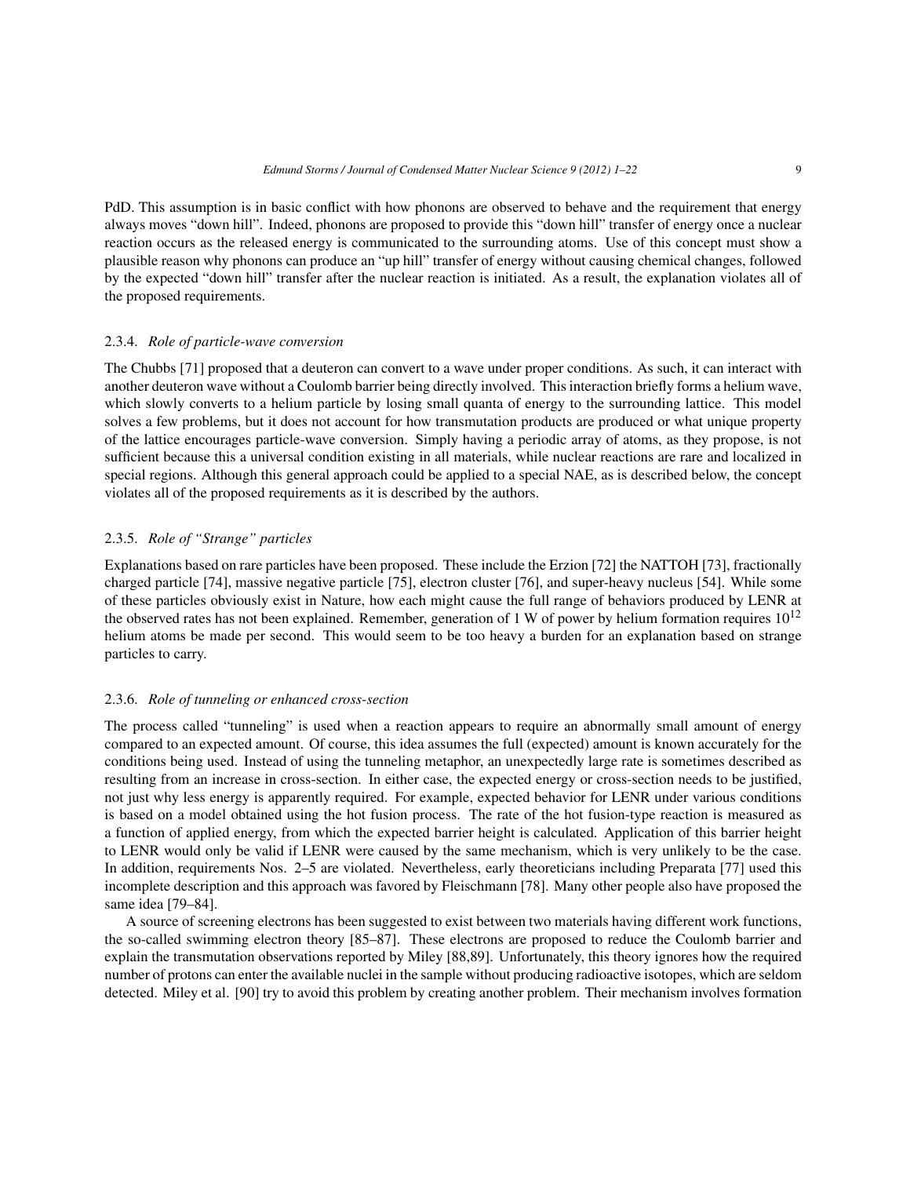PdD. This assumption is in basic conflict with how phonons are observed to behave and the requirement that energy always moves "down hill". Indeed, phonons are proposed to provide this "down hill" transfer of energy once a nuclear reaction occurs as the released energy is communicated to the surrounding atoms. Use of this concept must show a plausible reason why phonons can produce an "up hill" transfer of energy without causing chemical changes, followed by the expected "down hill" transfer after the nuclear reaction is initiated. As a result, the explanation violates all of the proposed requirements.

#### 2.3.4. *Role of particle-wave conversion*

The Chubbs [71] proposed that a deuteron can convert to a wave under proper conditions. As such, it can interact with another deuteron wave without a Coulomb barrier being directly involved. This interaction briefly forms a helium wave, which slowly converts to a helium particle by losing small quanta of energy to the surrounding lattice. This model solves a few problems, but it does not account for how transmutation products are produced or what unique property of the lattice encourages particle-wave conversion. Simply having a periodic array of atoms, as they propose, is not sufficient because this a universal condition existing in all materials, while nuclear reactions are rare and localized in special regions. Although this general approach could be applied to a special NAE, as is described below, the concept violates all of the proposed requirements as it is described by the authors.

#### 2.3.5. *Role of "Strange" particles*

Explanations based on rare particles have been proposed. These include the Erzion [72] the NATTOH [73], fractionally charged particle [74], massive negative particle [75], electron cluster [76], and super-heavy nucleus [54]. While some of these particles obviously exist in Nature, how each might cause the full range of behaviors produced by LENR at the observed rates has not been explained. Remember, generation of 1 W of power by helium formation requires $10^{12}$ helium atoms be made per second. This would seem to be too heavy a burden for an explanation based on strange particles to carry.

#### 2.3.6. *Role of tunneling or enhanced cross-section*

The process called "tunneling" is used when a reaction appears to require an abnormally small amount of energy compared to an expected amount. Of course, this idea assumes the full (expected) amount is known accurately for the conditions being used. Instead of using the tunneling metaphor, an unexpectedly large rate is sometimes described as resulting from an increase in cross-section. In either case, the expected energy or cross-section needs to be justified, not just why less energy is apparently required. For example, expected behavior for LENR under various conditions is based on a model obtained using the hot fusion process. The rate of the hot fusion-type reaction is measured as a function of applied energy, from which the expected barrier height is calculated. Application of this barrier height to LENR would only be valid if LENR were caused by the same mechanism, which is very unlikely to be the case. In addition, requirements Nos. 2–5 are violated. Nevertheless, early theoreticians including Preparata [77] used this incomplete description and this approach was favored by Fleischmann [78]. Many other people also have proposed the same idea [79–84].

A source of screening electrons has been suggested to exist between two materials having different work functions, the so-called swimming electron theory [85–87]. These electrons are proposed to reduce the Coulomb barrier and explain the transmutation observations reported by Miley [88,89]. Unfortunately, this theory ignores how the required number of protons can enter the available nuclei in the sample without producing radioactive isotopes, which are seldom detected. Miley et al. [90] try to avoid this problem by creating another problem. Their mechanism involves formation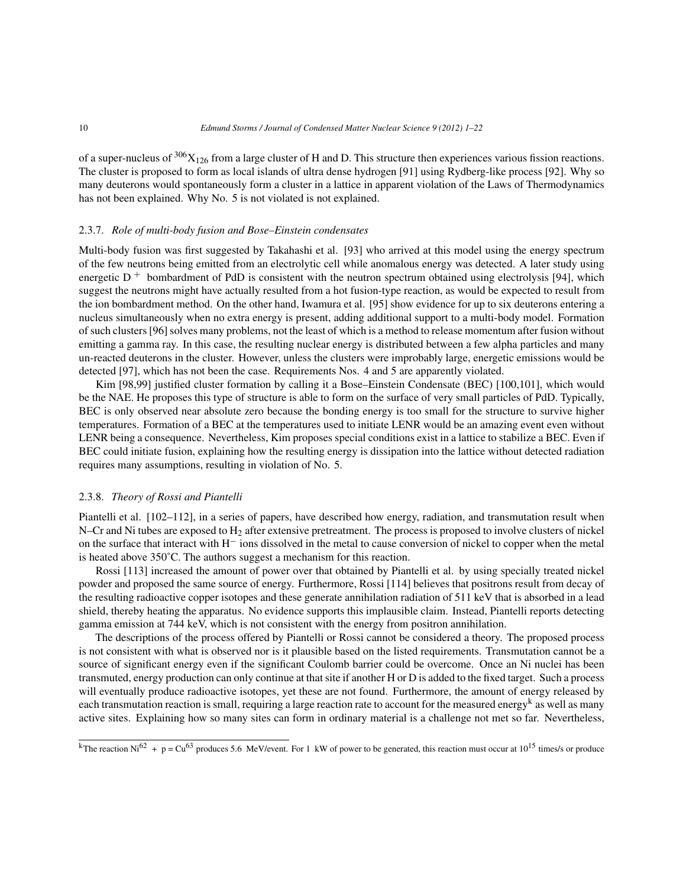of a super-nucleus of $^{306}X_{126}$ from a large cluster of H and D. This structure then experiences various fission reactions. The cluster is proposed to form as local islands of ultra dense hydrogen [91] using Rydberg-like process [92]. Why so many deuterons would spontaneously form a cluster in a lattice in apparent violation of the Laws of Thermodynamics has not been explained. Why No. 5 is not violated is not explained.

### 2.3.7. *Role of multi-body fusion and Bose–Einstein condensates*

Multi-body fusion was first suggested by Takahashi et al. [93] who arrived at this model using the energy spectrum of the few neutrons being emitted from an electrolytic cell while anomalous energy was detected. A later study using energetic $D^+$ bombardment of PdD is consistent with the neutron spectrum obtained using electrolysis [94], which suggest the neutrons might have actually resulted from a hot fusion-type reaction, as would be expected to result from the ion bombardment method. On the other hand, Iwamura et al. [95] show evidence for up to six deuterons entering a nucleus simultaneously when no extra energy is present, adding additional support to a multi-body model. Formation of such clusters [96] solves many problems, not the least of which is a method to release momentum after fusion without emitting a gamma ray. In this case, the resulting nuclear energy is distributed between a few alpha particles and many un-reacted deuterons in the cluster. However, unless the clusters were improbably large, energetic emissions would be detected [97], which has not been the case. Requirements Nos. 4 and 5 are apparently violated.

Kim [98,99] justified cluster formation by calling it a Bose–Einstein Condensate (BEC) [100,101], which would be the NAE. He proposes this type of structure is able to form on the surface of very small particles of PdD. Typically, BEC is only observed near absolute zero because the bonding energy is too small for the structure to survive higher temperatures. Formation of a BEC at the temperatures used to initiate LENR would be an amazing event even without LENR being a consequence. Nevertheless, Kim proposes special conditions exist in a lattice to stabilize a BEC. Even if BEC could initiate fusion, explaining how the resulting energy is dissipation into the lattice without detected radiation requires many assumptions, resulting in violation of No. 5.

### 2.3.8. *Theory of Rossi and Piantelli*

Piantelli et al. [102–112], in a series of papers, have described how energy, radiation, and transmutation result when N–Cr and Ni tubes are exposed to $H_2$ after extensive pretreatment. The process is proposed to involve clusters of nickel on the surface that interact with $H^-$ ions dissolved in the metal to cause conversion of nickel to copper when the metal is heated above 350˚C. The authors suggest a mechanism for this reaction.

Rossi [113] increased the amount of power over that obtained by Piantelli et al. by using specially treated nickel powder and proposed the same source of energy. Furthermore, Rossi [114] believes that positrons result from decay of the resulting radioactive copper isotopes and these generate annihilation radiation of 511 keV that is absorbed in a lead shield, thereby heating the apparatus. No evidence supports this implausible claim. Instead, Piantelli reports detecting gamma emission at 744 keV, which is not consistent with the energy from positron annihilation.

The descriptions of the process offered by Piantelli or Rossi cannot be considered a theory. The proposed process is not consistent with what is observed nor is it plausible based on the listed requirements. Transmutation cannot be a source of significant energy even if the significant Coulomb barrier could be overcome. Once an Ni nuclei has been transmuted, energy production can only continue at that site if another H or D is added to the fixed target. Such a process will eventually produce radioactive isotopes, yet these are not found. Furthermore, the amount of energy released by each transmutation reaction is small, requiring a large reaction rate to account for the measured energy[k] as well as many active sites. Explaining how so many sites can form in ordinary material is a challenge not met so far. Nevertheless,

---

[k]The reaction $Ni^{62}$ + p = $Cu^{63}$ produces 5.6 MeV/event. For 1 kW of power to be generated, this reaction must occur at $10^{15}$ times/s or produce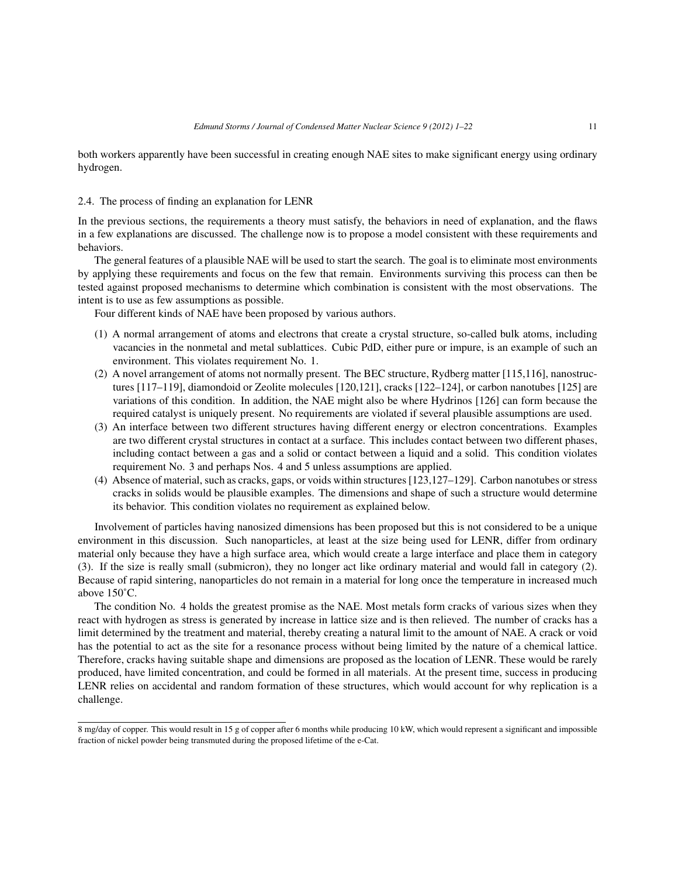both workers apparently have been successful in creating enough NAE sites to make significant energy using ordinary hydrogen.

### 2.4. The process of finding an explanation for LENR

In the previous sections, the requirements a theory must satisfy, the behaviors in need of explanation, and the flaws in a few explanations are discussed. The challenge now is to propose a model consistent with these requirements and behaviors.

The general features of a plausible NAE will be used to start the search. The goal is to eliminate most environments by applying these requirements and focus on the few that remain. Environments surviving this process can then be tested against proposed mechanisms to determine which combination is consistent with the most observations. The intent is to use as few assumptions as possible.

Four different kinds of NAE have been proposed by various authors.

1. A normal arrangement of atoms and electrons that create a crystal structure, so-called bulk atoms, including vacancies in the nonmetal and metal sublattices. Cubic PdD, either pure or impure, is an example of such an environment. This violates requirement No. 1.
2. A novel arrangement of atoms not normally present. The BEC structure, Rydberg matter [115,116], nanostructures [117–119], diamondoid or Zeolite molecules [120,121], cracks [122–124], or carbon nanotubes [125] are variations of this condition. In addition, the NAE might also be where Hydrinos [126] can form because the required catalyst is uniquely present. No requirements are violated if several plausible assumptions are used.
3. An interface between two different structures having different energy or electron concentrations. Examples are two different crystal structures in contact at a surface. This includes contact between two different phases, including contact between a gas and a solid or contact between a liquid and a solid. This condition violates requirement No. 3 and perhaps Nos. 4 and 5 unless assumptions are applied.
4. Absence of material, such as cracks, gaps, or voids within structures [123,127–129]. Carbon nanotubes or stress cracks in solids would be plausible examples. The dimensions and shape of such a structure would determine its behavior. This condition violates no requirement as explained below.

Involvement of particles having nanosized dimensions has been proposed but this is not considered to be a unique environment in this discussion. Such nanoparticles, at least at the size being used for LENR, differ from ordinary material only because they have a high surface area, which would create a large interface and place them in category (3). If the size is really small (submicron), they no longer act like ordinary material and would fall in category (2). Because of rapid sintering, nanoparticles do not remain in a material for long once the temperature in increased much above 150˚C.

The condition No. 4 holds the greatest promise as the NAE. Most metals form cracks of various sizes when they react with hydrogen as stress is generated by increase in lattice size and is then relieved. The number of cracks has a limit determined by the treatment and material, thereby creating a natural limit to the amount of NAE. A crack or void has the potential to act as the site for a resonance process without being limited by the nature of a chemical lattice. Therefore, cracks having suitable shape and dimensions are proposed as the location of LENR. These would be rarely produced, have limited concentration, and could be formed in all materials. At the present time, success in producing LENR relies on accidental and random formation of these structures, which would account for why replication is a challenge.

---

8 mg/day of copper. This would result in 15 g of copper after 6 months while producing 10 kW, which would represent a significant and impossible fraction of nickel powder being transmuted during the proposed lifetime of the e-Cat.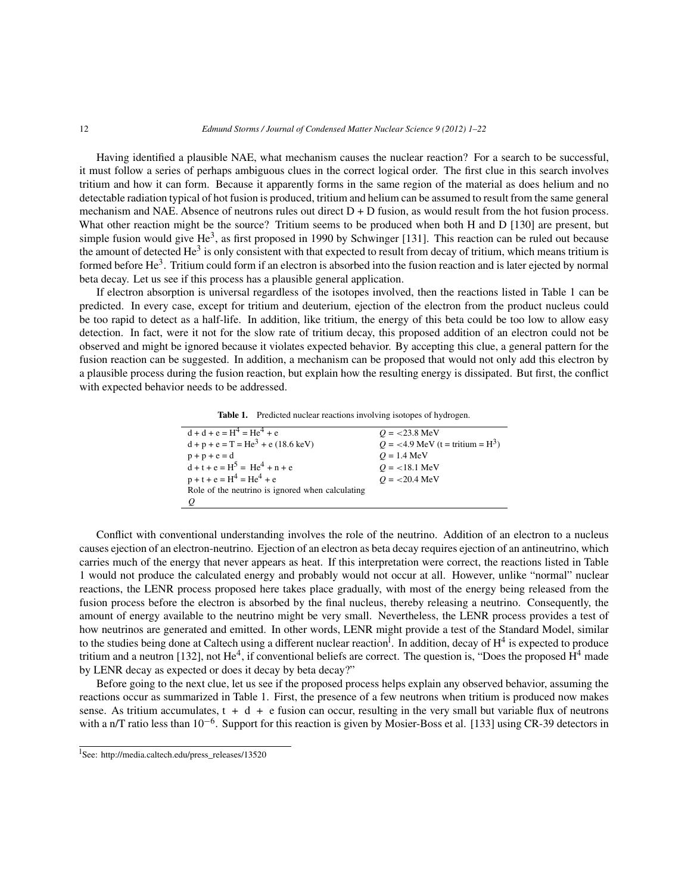Having identified a plausible NAE, what mechanism causes the nuclear reaction? For a search to be successful, it must follow a series of perhaps ambiguous clues in the correct logical order. The first clue in this search involves tritium and how it can form. Because it apparently forms in the same region of the material as does helium and no detectable radiation typical of hot fusion is produced, tritium and helium can be assumed to result from the same general mechanism and NAE. Absence of neutrons rules out direct D + D fusion, as would result from the hot fusion process. What other reaction might be the source? Tritium seems to be produced when both H and D [130] are present, but simple fusion would give $He^3$, as first proposed in 1990 by Schwinger [131]. This reaction can be ruled out because the amount of detected $He^3$ is only consistent with that expected to result from decay of tritium, which means tritium is formed before $He^3$. Tritium could form if an electron is absorbed into the fusion reaction and is later ejected by normal beta decay. Let us see if this process has a plausible general application.

If electron absorption is universal regardless of the isotopes involved, then the reactions listed in Table 1 can be predicted. In every case, except for tritium and deuterium, ejection of the electron from the product nucleus could be too rapid to detect as a half-life. In addition, like tritium, the energy of this beta could be too low to allow easy detection. In fact, were it not for the slow rate of tritium decay, this proposed addition of an electron could not be observed and might be ignored because it violates expected behavior. By accepting this clue, a general pattern for the fusion reaction can be suggested. In addition, a mechanism can be proposed that would not only add this electron by a plausible process during the fusion reaction, but explain how the resulting energy is dissipated. But first, the conflict with expected behavior needs to be addressed.

**Table 1.** Predicted nuclear reactions involving isotopes of hydrogen.

| Reaction | Q |
|---|---|
| d + d + e = $H^4$ = $He^4$ + e | $Q$ = <23.8 MeV |
| d + p + e = T = $He^3$ + e (18.6 keV) | $Q$ = <4.9 MeV (t = tritium = $H^3$) |
| p + p + e = d | $Q$ = 1.4 MeV |
| d + t + e = $H^5$ = $He^4$ + n + e | $Q$ = <18.1 MeV |
| p + t + e = $H^4$ = $He^4$ + e | $Q$ = <20.4 MeV |

Role of the neutrino is ignored when calculating $Q$

Conflict with conventional understanding involves the role of the neutrino. Addition of an electron to a nucleus causes ejection of an electron-neutrino. Ejection of an electron as beta decay requires ejection of an antineutrino, which carries much of the energy that never appears as heat. If this interpretation were correct, the reactions listed in Table 1 would not produce the calculated energy and probably would not occur at all. However, unlike "normal" nuclear reactions, the LENR process proposed here takes place gradually, with most of the energy being released from the fusion process before the electron is absorbed by the final nucleus, thereby releasing a neutrino. Consequently, the amount of energy available to the neutrino might be very small. Nevertheless, the LENR process provides a test of how neutrinos are generated and emitted. In other words, LENR might provide a test of the Standard Model, similar to the studies being done at Caltech using a different nuclear reaction[1]. In addition, decay of $H^4$ is expected to produce tritium and a neutron [132], not $He^4$, if conventional beliefs are correct. The question is, "Does the proposed $H^4$ made by LENR decay as expected or does it decay by beta decay?"

Before going to the next clue, let us see if the proposed process helps explain any observed behavior, assuming the reactions occur as summarized in Table 1. First, the presence of a few neutrons when tritium is produced now makes sense. As tritium accumulates, t + d + e fusion can occur, resulting in the very small but variable flux of neutrons with a n/T ratio less than $10^{-6}$. Support for this reaction is given by Mosier-Boss et al. [133] using CR-39 detectors in

[1] See: http://media.caltech.edu/press_releases/13520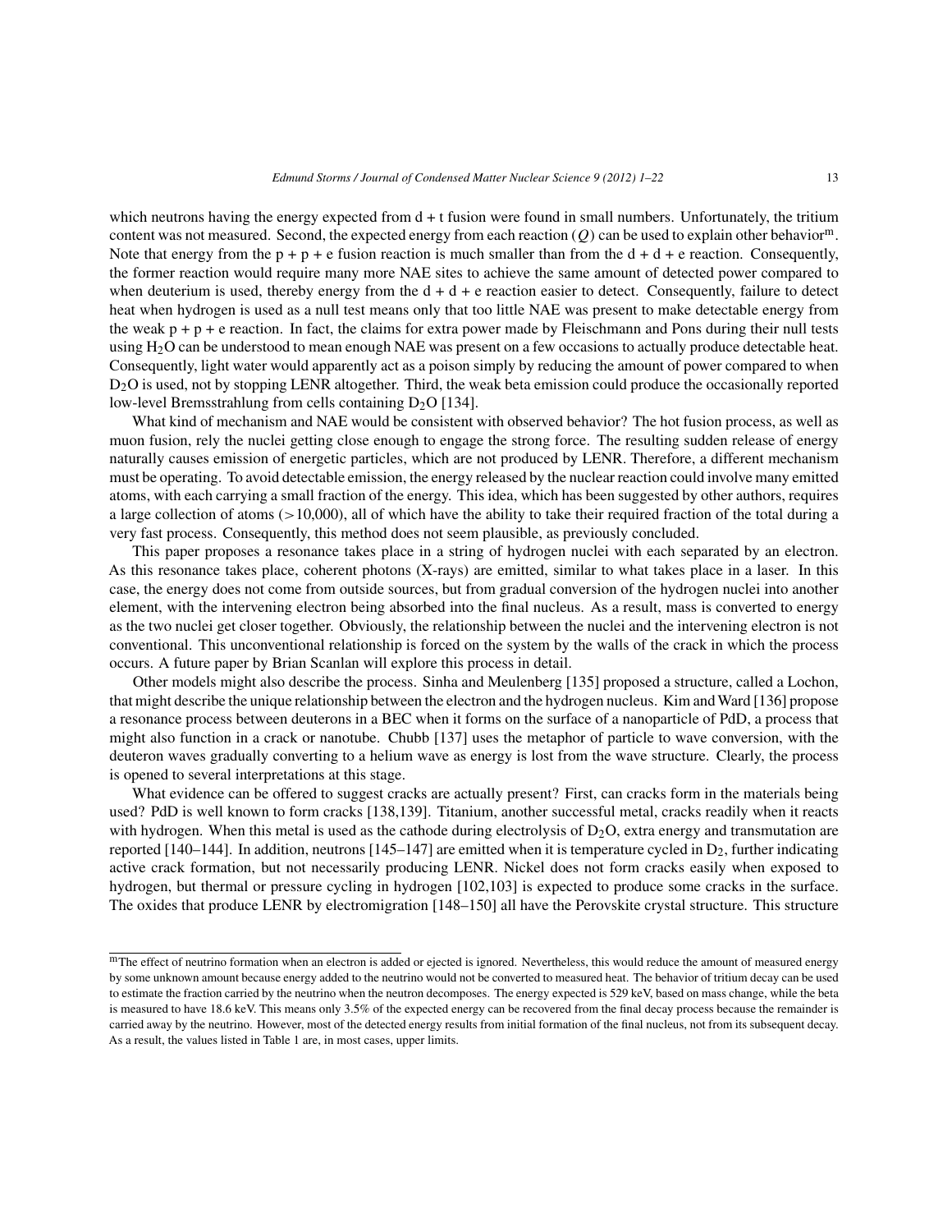which neutrons having the energy expected from d + t fusion were found in small numbers. Unfortunately, the tritium content was not measured. Second, the expected energy from each reaction ($Q$) can be used to explain other behavior[m]. Note that energy from the p + p + e fusion reaction is much smaller than from the d + d + e reaction. Consequently, the former reaction would require many more NAE sites to achieve the same amount of detected power compared to when deuterium is used, thereby energy from the d + d + e reaction easier to detect. Consequently, failure to detect heat when hydrogen is used as a null test means only that too little NAE was present to make detectable energy from the weak p + p + e reaction. In fact, the claims for extra power made by Fleischmann and Pons during their null tests using $H_2O$ can be understood to mean enough NAE was present on a few occasions to actually produce detectable heat. Consequently, light water would apparently act as a poison simply by reducing the amount of power compared to when $D_2O$ is used, not by stopping LENR altogether. Third, the weak beta emission could produce the occasionally reported low-level Bremsstrahlung from cells containing $D_2O$ [134].

What kind of mechanism and NAE would be consistent with observed behavior? The hot fusion process, as well as muon fusion, rely the nuclei getting close enough to engage the strong force. The resulting sudden release of energy naturally causes emission of energetic particles, which are not produced by LENR. Therefore, a different mechanism must be operating. To avoid detectable emission, the energy released by the nuclear reaction could involve many emitted atoms, with each carrying a small fraction of the energy. This idea, which has been suggested by other authors, requires a large collection of atoms (>10,000), all of which have the ability to take their required fraction of the total during a very fast process. Consequently, this method does not seem plausible, as previously concluded.

This paper proposes a resonance takes place in a string of hydrogen nuclei with each separated by an electron. As this resonance takes place, coherent photons (X-rays) are emitted, similar to what takes place in a laser. In this case, the energy does not come from outside sources, but from gradual conversion of the hydrogen nuclei into another element, with the intervening electron being absorbed into the final nucleus. As a result, mass is converted to energy as the two nuclei get closer together. Obviously, the relationship between the nuclei and the intervening electron is not conventional. This unconventional relationship is forced on the system by the walls of the crack in which the process occurs. A future paper by Brian Scanlan will explore this process in detail.

Other models might also describe the process. Sinha and Meulenberg [135] proposed a structure, called a Lochon, that might describe the unique relationship between the electron and the hydrogen nucleus. Kim and Ward [136] propose a resonance process between deuterons in a BEC when it forms on the surface of a nanoparticle of PdD, a process that might also function in a crack or nanotube. Chubb [137] uses the metaphor of particle to wave conversion, with the deuteron waves gradually converting to a helium wave as energy is lost from the wave structure. Clearly, the process is opened to several interpretations at this stage.

What evidence can be offered to suggest cracks are actually present? First, can cracks form in the materials being used? PdD is well known to form cracks [138,139]. Titanium, another successful metal, cracks readily when it reacts with hydrogen. When this metal is used as the cathode during electrolysis of $D_2O$, extra energy and transmutation are reported [140–144]. In addition, neutrons [145–147] are emitted when it is temperature cycled in $D_2$, further indicating active crack formation, but not necessarily producing LENR. Nickel does not form cracks easily when exposed to hydrogen, but thermal or pressure cycling in hydrogen [102,103] is expected to produce some cracks in the surface. The oxides that produce LENR by electromigration [148–150] all have the Perovskite crystal structure. This structure

---

[m] The effect of neutrino formation when an electron is added or ejected is ignored. Nevertheless, this would reduce the amount of measured energy by some unknown amount because energy added to the neutrino would not be converted to measured heat. The behavior of tritium decay can be used to estimate the fraction carried by the neutrino when the neutron decomposes. The energy expected is 529 keV, based on mass change, while the beta is measured to have 18.6 keV. This means only 3.5% of the expected energy can be recovered from the final decay process because the remainder is carried away by the neutrino. However, most of the detected energy results from initial formation of the final nucleus, not from its subsequent decay. As a result, the values listed in Table 1 are, in most cases, upper limits.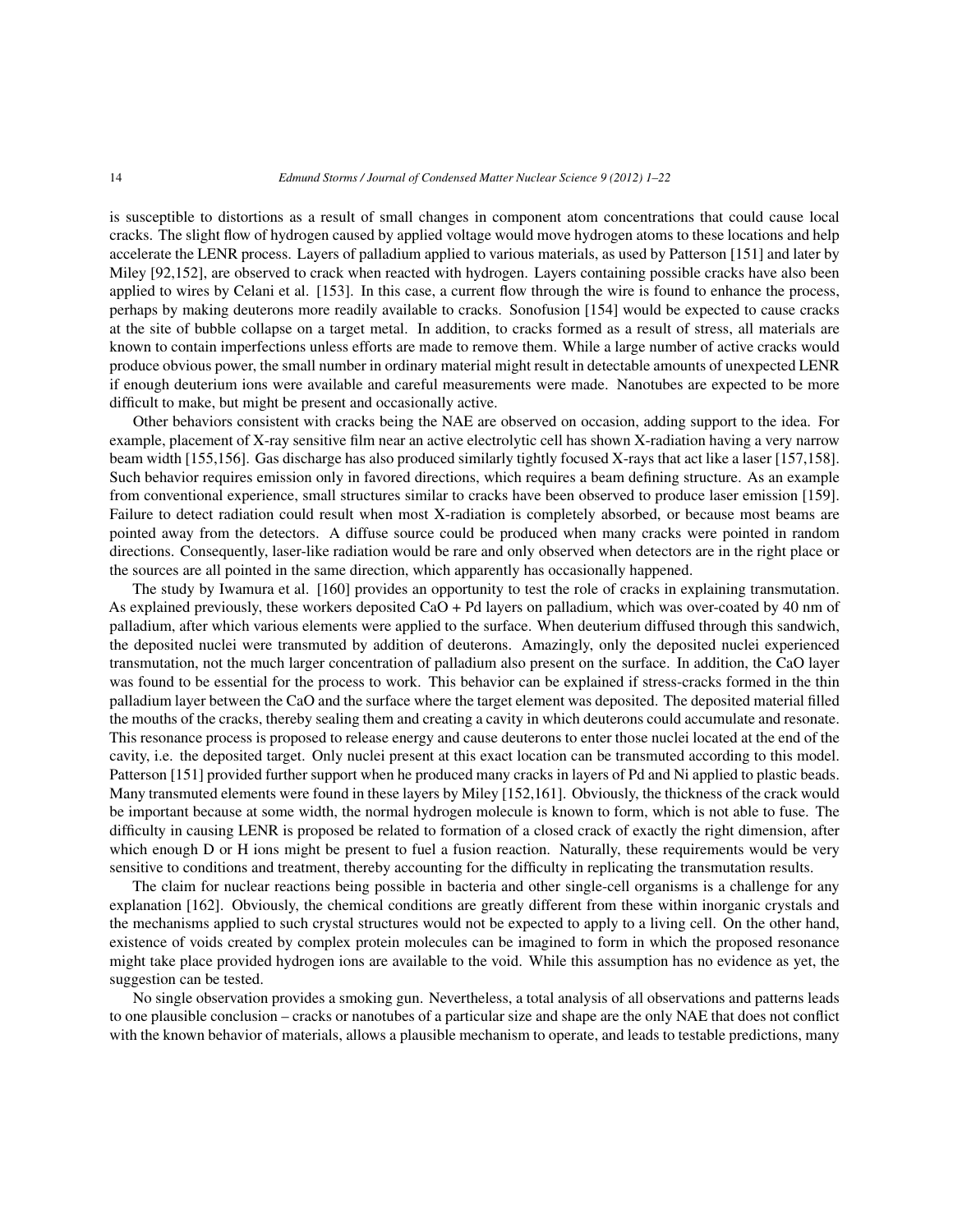is susceptible to distortions as a result of small changes in component atom concentrations that could cause local cracks. The slight flow of hydrogen caused by applied voltage would move hydrogen atoms to these locations and help accelerate the LENR process. Layers of palladium applied to various materials, as used by Patterson [151] and later by Miley [92,152], are observed to crack when reacted with hydrogen. Layers containing possible cracks have also been applied to wires by Celani et al. [153]. In this case, a current flow through the wire is found to enhance the process, perhaps by making deuterons more readily available to cracks. Sonofusion [154] would be expected to cause cracks at the site of bubble collapse on a target metal. In addition, to cracks formed as a result of stress, all materials are known to contain imperfections unless efforts are made to remove them. While a large number of active cracks would produce obvious power, the small number in ordinary material might result in detectable amounts of unexpected LENR if enough deuterium ions were available and careful measurements were made. Nanotubes are expected to be more difficult to make, but might be present and occasionally active.

Other behaviors consistent with cracks being the NAE are observed on occasion, adding support to the idea. For example, placement of X-ray sensitive film near an active electrolytic cell has shown X-radiation having a very narrow beam width [155,156]. Gas discharge has also produced similarly tightly focused X-rays that act like a laser [157,158]. Such behavior requires emission only in favored directions, which requires a beam defining structure. As an example from conventional experience, small structures similar to cracks have been observed to produce laser emission [159]. Failure to detect radiation could result when most X-radiation is completely absorbed, or because most beams are pointed away from the detectors. A diffuse source could be produced when many cracks were pointed in random directions. Consequently, laser-like radiation would be rare and only observed when detectors are in the right place or the sources are all pointed in the same direction, which apparently has occasionally happened.

The study by Iwamura et al. [160] provides an opportunity to test the role of cracks in explaining transmutation. As explained previously, these workers deposited CaO + Pd layers on palladium, which was over-coated by 40 nm of palladium, after which various elements were applied to the surface. When deuterium diffused through this sandwich, the deposited nuclei were transmuted by addition of deuterons. Amazingly, only the deposited nuclei experienced transmutation, not the much larger concentration of palladium also present on the surface. In addition, the CaO layer was found to be essential for the process to work. This behavior can be explained if stress-cracks formed in the thin palladium layer between the CaO and the surface where the target element was deposited. The deposited material filled the mouths of the cracks, thereby sealing them and creating a cavity in which deuterons could accumulate and resonate. This resonance process is proposed to release energy and cause deuterons to enter those nuclei located at the end of the cavity, i.e. the deposited target. Only nuclei present at this exact location can be transmuted according to this model. Patterson [151] provided further support when he produced many cracks in layers of Pd and Ni applied to plastic beads. Many transmuted elements were found in these layers by Miley [152,161]. Obviously, the thickness of the crack would be important because at some width, the normal hydrogen molecule is known to form, which is not able to fuse. The difficulty in causing LENR is proposed be related to formation of a closed crack of exactly the right dimension, after which enough D or H ions might be present to fuel a fusion reaction. Naturally, these requirements would be very sensitive to conditions and treatment, thereby accounting for the difficulty in replicating the transmutation results.

The claim for nuclear reactions being possible in bacteria and other single-cell organisms is a challenge for any explanation [162]. Obviously, the chemical conditions are greatly different from these within inorganic crystals and the mechanisms applied to such crystal structures would not be expected to apply to a living cell. On the other hand, existence of voids created by complex protein molecules can be imagined to form in which the proposed resonance might take place provided hydrogen ions are available to the void. While this assumption has no evidence as yet, the suggestion can be tested.

No single observation provides a smoking gun. Nevertheless, a total analysis of all observations and patterns leads to one plausible conclusion – cracks or nanotubes of a particular size and shape are the only NAE that does not conflict with the known behavior of materials, allows a plausible mechanism to operate, and leads to testable predictions, many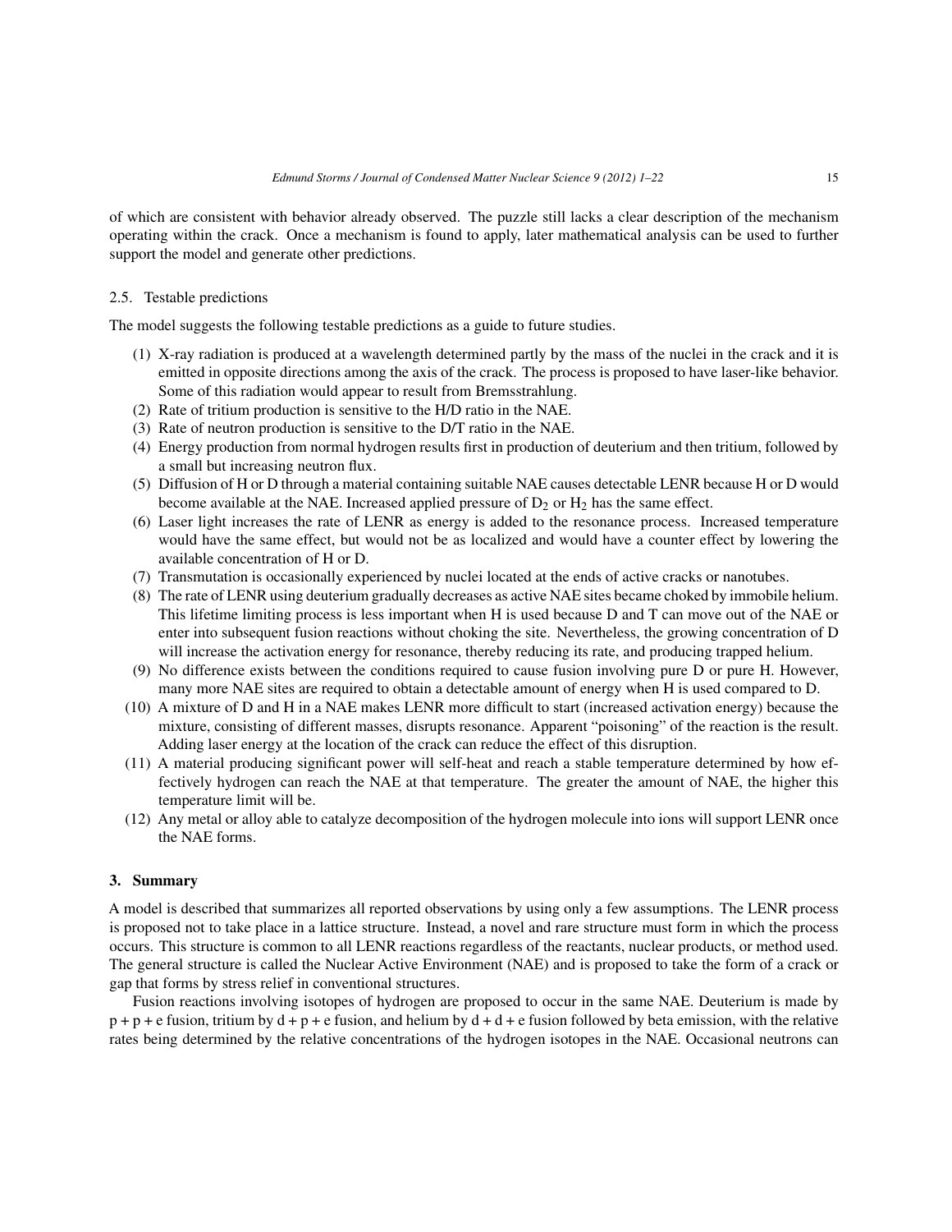of which are consistent with behavior already observed. The puzzle still lacks a clear description of the mechanism operating within the crack. Once a mechanism is found to apply, later mathematical analysis can be used to further support the model and generate other predictions.

### 2.5. Testable predictions

The model suggests the following testable predictions as a guide to future studies.

(1) X-ray radiation is produced at a wavelength determined partly by the mass of the nuclei in the crack and it is emitted in opposite directions among the axis of the crack. The process is proposed to have laser-like behavior. Some of this radiation would appear to result from Bremsstrahlung.

(2) Rate of tritium production is sensitive to the H/D ratio in the NAE.

(3) Rate of neutron production is sensitive to the D/T ratio in the NAE.

(4) Energy production from normal hydrogen results first in production of deuterium and then tritium, followed by a small but increasing neutron flux.

(5) Diffusion of H or D through a material containing suitable NAE causes detectable LENR because H or D would become available at the NAE. Increased applied pressure of $D_2$ or $H_2$ has the same effect.

(6) Laser light increases the rate of LENR as energy is added to the resonance process. Increased temperature would have the same effect, but would not be as localized and would have a counter effect by lowering the available concentration of H or D.

(7) Transmutation is occasionally experienced by nuclei located at the ends of active cracks or nanotubes.

(8) The rate of LENR using deuterium gradually decreases as active NAE sites became choked by immobile helium. This lifetime limiting process is less important when H is used because D and T can move out of the NAE or enter into subsequent fusion reactions without choking the site. Nevertheless, the growing concentration of D will increase the activation energy for resonance, thereby reducing its rate, and producing trapped helium.

(9) No difference exists between the conditions required to cause fusion involving pure D or pure H. However, many more NAE sites are required to obtain a detectable amount of energy when H is used compared to D.

(10) A mixture of D and H in a NAE makes LENR more difficult to start (increased activation energy) because the mixture, consisting of different masses, disrupts resonance. Apparent "poisoning" of the reaction is the result. Adding laser energy at the location of the crack can reduce the effect of this disruption.

(11) A material producing significant power will self-heat and reach a stable temperature determined by how effectively hydrogen can reach the NAE at that temperature. The greater the amount of NAE, the higher this temperature limit will be.

(12) Any metal or alloy able to catalyze decomposition of the hydrogen molecule into ions will support LENR once the NAE forms.

## 3. Summary

A model is described that summarizes all reported observations by using only a few assumptions. The LENR process is proposed not to take place in a lattice structure. Instead, a novel and rare structure must form in which the process occurs. This structure is common to all LENR reactions regardless of the reactants, nuclear products, or method used. The general structure is called the Nuclear Active Environment (NAE) and is proposed to take the form of a crack or gap that forms by stress relief in conventional structures.

Fusion reactions involving isotopes of hydrogen are proposed to occur in the same NAE. Deuterium is made by p + p + e fusion, tritium by d + p + e fusion, and helium by d + d + e fusion followed by beta emission, with the relative rates being determined by the relative concentrations of the hydrogen isotopes in the NAE. Occasional neutrons can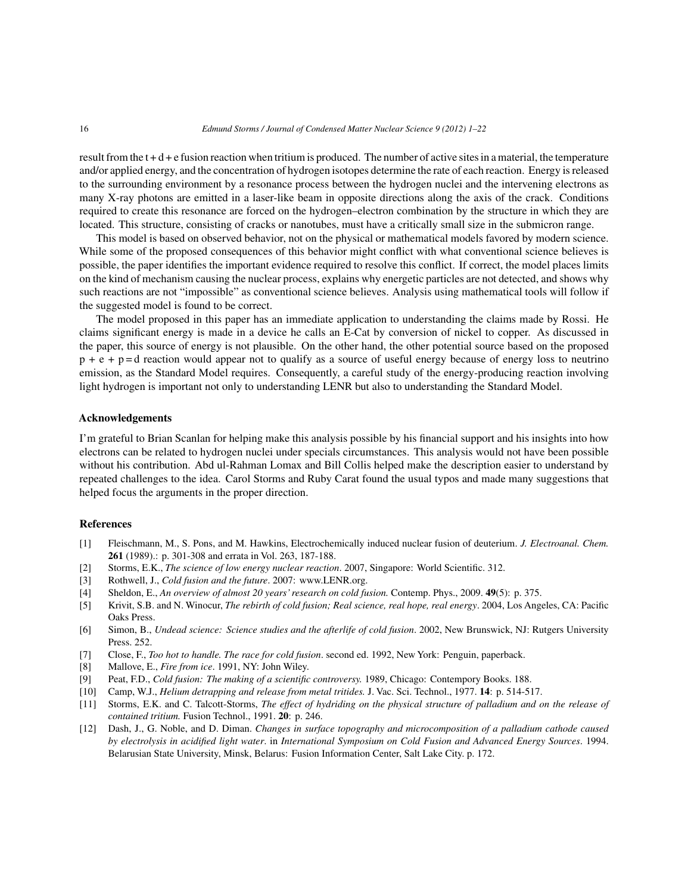result from the t + d + e fusion reaction when tritium is produced. The number of active sites in a material, the temperature and/or applied energy, and the concentration of hydrogen isotopes determine the rate of each reaction. Energy is released to the surrounding environment by a resonance process between the hydrogen nuclei and the intervening electrons as many X-ray photons are emitted in a laser-like beam in opposite directions along the axis of the crack. Conditions required to create this resonance are forced on the hydrogen–electron combination by the structure in which they are located. This structure, consisting of cracks or nanotubes, must have a critically small size in the submicron range.

This model is based on observed behavior, not on the physical or mathematical models favored by modern science. While some of the proposed consequences of this behavior might conflict with what conventional science believes is possible, the paper identifies the important evidence required to resolve this conflict. If correct, the model places limits on the kind of mechanism causing the nuclear process, explains why energetic particles are not detected, and shows why such reactions are not "impossible" as conventional science believes. Analysis using mathematical tools will follow if the suggested model is found to be correct.

The model proposed in this paper has an immediate application to understanding the claims made by Rossi. He claims significant energy is made in a device he calls an E-Cat by conversion of nickel to copper. As discussed in the paper, this source of energy is not plausible. On the other hand, the other potential source based on the proposed p + e + p = d reaction would appear not to qualify as a source of useful energy because of energy loss to neutrino emission, as the Standard Model requires. Consequently, a careful study of the energy-producing reaction involving light hydrogen is important not only to understanding LENR but also to understanding the Standard Model.

## Acknowledgements

I'm grateful to Brian Scanlan for helping make this analysis possible by his financial support and his insights into how electrons can be related to hydrogen nuclei under specials circumstances. This analysis would not have been possible without his contribution. Abd ul-Rahman Lomax and Bill Collis helped make the description easier to understand by repeated challenges to the idea. Carol Storms and Ruby Carat found the usual typos and made many suggestions that helped focus the arguments in the proper direction.

## References

[1] Fleischmann, M., S. Pons, and M. Hawkins, Electrochemically induced nuclear fusion of deuterium. *J. Electroanal. Chem.* **261** (1989).: p. 301-308 and errata in Vol. 263, 187-188.

[2] Storms, E.K., *The science of low energy nuclear reaction*. 2007, Singapore: World Scientific. 312.

[3] Rothwell, J., *Cold fusion and the future*. 2007: www.LENR.org.

[4] Sheldon, E., *An overview of almost 20 years' research on cold fusion.* Contemp. Phys., 2009. **49**(5): p. 375.

[5] Krivit, S.B. and N. Winocur, *The rebirth of cold fusion; Real science, real hope, real energy*. 2004, Los Angeles, CA: Pacific Oaks Press.

[6] Simon, B., *Undead science: Science studies and the afterlife of cold fusion*. 2002, New Brunswick, NJ: Rutgers University Press. 252.

[7] Close, F., *Too hot to handle. The race for cold fusion*. second ed. 1992, New York: Penguin, paperback.

[8] Mallove, E., *Fire from ice*. 1991, NY: John Wiley.

[9] Peat, F.D., *Cold fusion: The making of a scientific controversy.* 1989, Chicago: Contempory Books. 188.

[10] Camp, W.J., *Helium detrapping and release from metal tritides.* J. Vac. Sci. Technol., 1977. **14**: p. 514-517.

[11] Storms, E.K. and C. Talcott-Storms, *The effect of hydriding on the physical structure of palladium and on the release of contained tritium.* Fusion Technol., 1991. **20**: p. 246.

[12] Dash, J., G. Noble, and D. Diman. *Changes in surface topography and microcomposition of a palladium cathode caused by electrolysis in acidified light water*. in *International Symposium on Cold Fusion and Advanced Energy Sources*. 1994. Belarusian State University, Minsk, Belarus: Fusion Information Center, Salt Lake City. p. 172.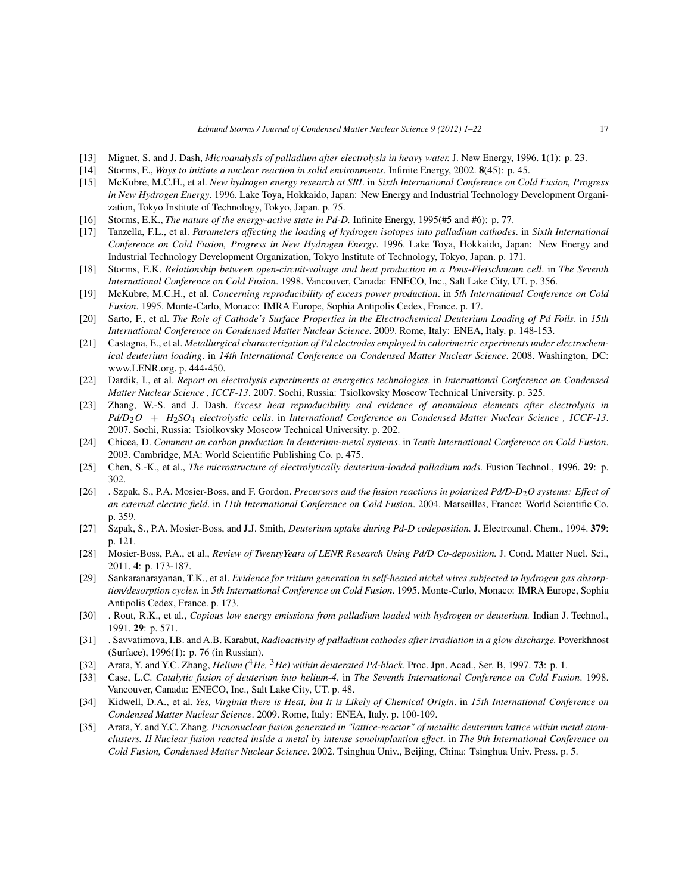[13] Miguet, S. and J. Dash, *Microanalysis of palladium after electrolysis in heavy water.* J. New Energy, 1996. **1**(1): p. 23.

[14] Storms, E., *Ways to initiate a nuclear reaction in solid environments.* Infinite Energy, 2002. **8**(45): p. 45.

[15] McKubre, M.C.H., et al. *New hydrogen energy research at SRI*. in *Sixth International Conference on Cold Fusion, Progress in New Hydrogen Energy*. 1996. Lake Toya, Hokkaido, Japan: New Energy and Industrial Technology Development Organization, Tokyo Institute of Technology, Tokyo, Japan. p. 75.

[16] Storms, E.K., *The nature of the energy-active state in Pd-D.* Infinite Energy, 1995(#5 and #6): p. 77.

[17] Tanzella, F.L., et al. *Parameters affecting the loading of hydrogen isotopes into palladium cathodes*. in *Sixth International Conference on Cold Fusion, Progress in New Hydrogen Energy*. 1996. Lake Toya, Hokkaido, Japan: New Energy and Industrial Technology Development Organization, Tokyo Institute of Technology, Tokyo, Japan. p. 171.

[18] Storms, E.K. *Relationship between open-circuit-voltage and heat production in a Pons-Fleischmann cell*. in *The Seventh International Conference on Cold Fusion*. 1998. Vancouver, Canada: ENECO, Inc., Salt Lake City, UT. p. 356.

[19] McKubre, M.C.H., et al. *Concerning reproducibility of excess power production*. in *5th International Conference on Cold Fusion*. 1995. Monte-Carlo, Monaco: IMRA Europe, Sophia Antipolis Cedex, France. p. 17.

[20] Sarto, F., et al. *The Role of Cathode's Surface Properties in the Electrochemical Deuterium Loading of Pd Foils*. in *15th International Conference on Condensed Matter Nuclear Science*. 2009. Rome, Italy: ENEA, Italy. p. 148-153.

[21] Castagna, E., et al. *Metallurgical characterization of Pd electrodes employed in calorimetric experiments under electrochemical deuterium loading*. in *14th International Conference on Condensed Matter Nuclear Science*. 2008. Washington, DC: www.LENR.org. p. 444-450.

[22] Dardik, I., et al. *Report on electrolysis experiments at energetics technologies*. in *International Conference on Condensed Matter Nuclear Science , ICCF-13*. 2007. Sochi, Russia: Tsiolkovsky Moscow Technical University. p. 325.

[23] Zhang, W.-S. and J. Dash. *Excess heat reproducibility and evidence of anomalous elements after electrolysis in $Pd/D_2O + H_2SO_4$ electrolystic cells*. in *International Conference on Condensed Matter Nuclear Science , ICCF-13*. 2007. Sochi, Russia: Tsiolkovsky Moscow Technical University. p. 202.

[24] Chicea, D. *Comment on carbon production In deuterium-metal systems*. in *Tenth International Conference on Cold Fusion*. 2003. Cambridge, MA: World Scientific Publishing Co. p. 475.

[25] Chen, S.-K., et al., *The microstructure of electrolytically deuterium-loaded palladium rods.* Fusion Technol., 1996. **29**: p. 302.

[26] . Szpak, S., P.A. Mosier-Boss, and F. Gordon. *Precursors and the fusion reactions in polarized $Pd/D$-$D_2O$ systems: Effect of an external electric field*. in *11th International Conference on Cold Fusion*. 2004. Marseilles, France: World Scientific Co. p. 359.

[27] Szpak, S., P.A. Mosier-Boss, and J.J. Smith, *Deuterium uptake during Pd-D codeposition.* J. Electroanal. Chem., 1994. **379**: p. 121.

[28] Mosier-Boss, P.A., et al., *Review of TwentyYears of LENR Research Using Pd/D Co-deposition.* J. Cond. Matter Nucl. Sci., 2011. **4**: p. 173-187.

[29] Sankaranarayanan, T.K., et al. *Evidence for tritium generation in self-heated nickel wires subjected to hydrogen gas absorption/desorption cycles.* in *5th International Conference on Cold Fusion*. 1995. Monte-Carlo, Monaco: IMRA Europe, Sophia Antipolis Cedex, France. p. 173.

[30] . Rout, R.K., et al., *Copious low energy emissions from palladium loaded with hydrogen or deuterium.* Indian J. Technol., 1991. **29**: p. 571.

[31] . Savvatimova, I.B. and A.B. Karabut, *Radioactivity of palladium cathodes after irradiation in a glow discharge.* Poverkhnost (Surface), 1996(1): p. 76 (in Russian).

[32] Arata, Y. and Y.C. Zhang, *Helium ($^4He$, $^3He$) within deuterated Pd-black.* Proc. Jpn. Acad., Ser. B, 1997. **73**: p. 1.

[33] Case, L.C. *Catalytic fusion of deuterium into helium-4*. in *The Seventh International Conference on Cold Fusion*. 1998. Vancouver, Canada: ENECO, Inc., Salt Lake City, UT. p. 48.

[34] Kidwell, D.A., et al. *Yes, Virginia there is Heat, but It is Likely of Chemical Origin*. in *15th International Conference on Condensed Matter Nuclear Science*. 2009. Rome, Italy: ENEA, Italy. p. 100-109.

[35] Arata, Y. and Y.C. Zhang. *Picnonuclear fusion generated in "lattice-reactor" of metallic deuterium lattice within metal atom-clusters. II Nuclear fusion reacted inside a metal by intense sonoimplantion effect*. in *The 9th International Conference on Cold Fusion, Condensed Matter Nuclear Science*. 2002. Tsinghua Univ., Beijing, China: Tsinghua Univ. Press. p. 5.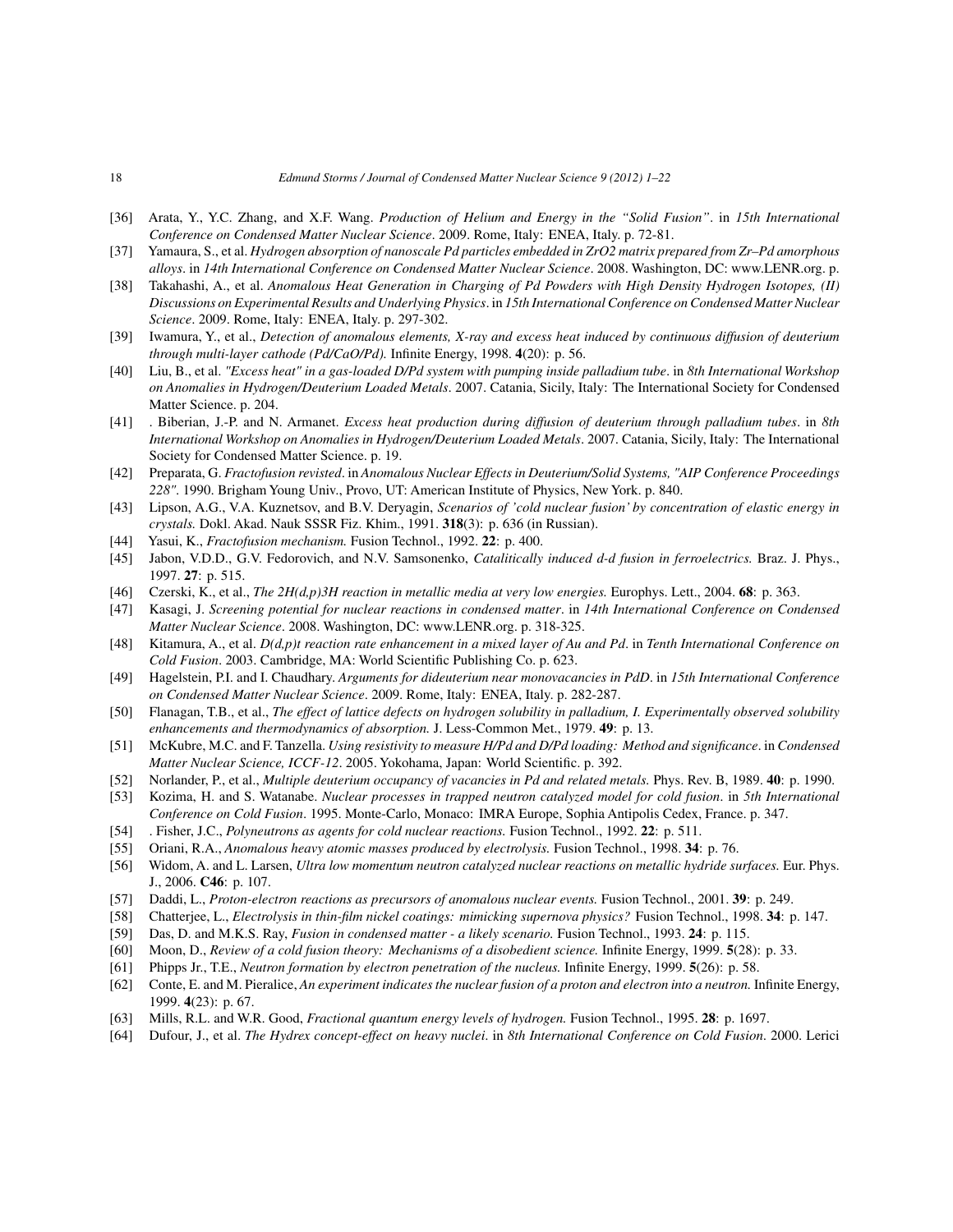[36] Arata, Y., Y.C. Zhang, and X.F. Wang. *Production of Helium and Energy in the "Solid Fusion"*. in *15th International Conference on Condensed Matter Nuclear Science*. 2009. Rome, Italy: ENEA, Italy. p. 72-81.

[37] Yamaura, S., et al. *Hydrogen absorption of nanoscale Pd particles embedded in ZrO2 matrix prepared from Zr–Pd amorphous alloys*. in *14th International Conference on Condensed Matter Nuclear Science*. 2008. Washington, DC: www.LENR.org. p.

[38] Takahashi, A., et al. *Anomalous Heat Generation in Charging of Pd Powders with High Density Hydrogen Isotopes, (II) Discussions on Experimental Results and Underlying Physics*. in *15th International Conference on Condensed Matter Nuclear Science*. 2009. Rome, Italy: ENEA, Italy. p. 297-302.

[39] Iwamura, Y., et al., *Detection of anomalous elements, X-ray and excess heat induced by continuous diffusion of deuterium through multi-layer cathode (Pd/CaO/Pd).* Infinite Energy, 1998. **4**(20): p. 56.

[40] Liu, B., et al. *"Excess heat" in a gas-loaded D/Pd system with pumping inside palladium tube*. in *8th International Workshop on Anomalies in Hydrogen/Deuterium Loaded Metals*. 2007. Catania, Sicily, Italy: The International Society for Condensed Matter Science. p. 204.

[41] . Biberian, J.-P. and N. Armanet. *Excess heat production during diffusion of deuterium through palladium tubes*. in *8th International Workshop on Anomalies in Hydrogen/Deuterium Loaded Metals*. 2007. Catania, Sicily, Italy: The International Society for Condensed Matter Science. p. 19.

[42] Preparata, G. *Fractofusion revisted*. in *Anomalous Nuclear Effects in Deuterium/Solid Systems, "AIP Conference Proceedings 228"*. 1990. Brigham Young Univ., Provo, UT: American Institute of Physics, New York. p. 840.

[43] Lipson, A.G., V.A. Kuznetsov, and B.V. Deryagin, *Scenarios of 'cold nuclear fusion' by concentration of elastic energy in crystals.* Dokl. Akad. Nauk SSSR Fiz. Khim., 1991. **318**(3): p. 636 (in Russian).

[44] Yasui, K., *Fractofusion mechanism.* Fusion Technol., 1992. **22**: p. 400.

[45] Jabon, V.D.D., G.V. Fedorovich, and N.V. Samsonenko, *Catalitically induced d-d fusion in ferroelectrics.* Braz. J. Phys., 1997. **27**: p. 515.

[46] Czerski, K., et al., *The 2H(d,p)3H reaction in metallic media at very low energies.* Europhys. Lett., 2004. **68**: p. 363.

[47] Kasagi, J. *Screening potential for nuclear reactions in condensed matter*. in *14th International Conference on Condensed Matter Nuclear Science*. 2008. Washington, DC: www.LENR.org. p. 318-325.

[48] Kitamura, A., et al. *D(d,p)t reaction rate enhancement in a mixed layer of Au and Pd*. in *Tenth International Conference on Cold Fusion*. 2003. Cambridge, MA: World Scientific Publishing Co. p. 623.

[49] Hagelstein, P.I. and I. Chaudhary. *Arguments for dideuterium near monovacancies in PdD*. in *15th International Conference on Condensed Matter Nuclear Science*. 2009. Rome, Italy: ENEA, Italy. p. 282-287.

[50] Flanagan, T.B., et al., *The effect of lattice defects on hydrogen solubility in palladium, I. Experimentally observed solubility enhancements and thermodynamics of absorption.* J. Less-Common Met., 1979. **49**: p. 13.

[51] McKubre, M.C. and F. Tanzella. *Using resistivity to measure H/Pd and D/Pd loading: Method and significance*. in *Condensed Matter Nuclear Science, ICCF-12*. 2005. Yokohama, Japan: World Scientific. p. 392.

[52] Norlander, P., et al., *Multiple deuterium occupancy of vacancies in Pd and related metals.* Phys. Rev. B, 1989. **40**: p. 1990.

[53] Kozima, H. and S. Watanabe. *Nuclear processes in trapped neutron catalyzed model for cold fusion*. in *5th International Conference on Cold Fusion*. 1995. Monte-Carlo, Monaco: IMRA Europe, Sophia Antipolis Cedex, France. p. 347.

[54] . Fisher, J.C., *Polyneutrons as agents for cold nuclear reactions.* Fusion Technol., 1992. **22**: p. 511.

[55] Oriani, R.A., *Anomalous heavy atomic masses produced by electrolysis.* Fusion Technol., 1998. **34**: p. 76.

[56] Widom, A. and L. Larsen, *Ultra low momentum neutron catalyzed nuclear reactions on metallic hydride surfaces.* Eur. Phys. J., 2006. **C46**: p. 107.

[57] Daddi, L., *Proton-electron reactions as precursors of anomalous nuclear events.* Fusion Technol., 2001. **39**: p. 249.

[58] Chatterjee, L., *Electrolysis in thin-film nickel coatings: mimicking supernova physics?* Fusion Technol., 1998. **34**: p. 147.

[59] Das, D. and M.K.S. Ray, *Fusion in condensed matter - a likely scenario.* Fusion Technol., 1993. **24**: p. 115.

[60] Moon, D., *Review of a cold fusion theory: Mechanisms of a disobedient science.* Infinite Energy, 1999. **5**(28): p. 33.

[61] Phipps Jr., T.E., *Neutron formation by electron penetration of the nucleus.* Infinite Energy, 1999. **5**(26): p. 58.

[62] Conte, E. and M. Pieralice, *An experiment indicates the nuclear fusion of a proton and electron into a neutron.* Infinite Energy, 1999. **4**(23): p. 67.

[63] Mills, R.L. and W.R. Good, *Fractional quantum energy levels of hydrogen.* Fusion Technol., 1995. **28**: p. 1697.

[64] Dufour, J., et al. *The Hydrex concept-effect on heavy nuclei*. in *8th International Conference on Cold Fusion*. 2000. Lerici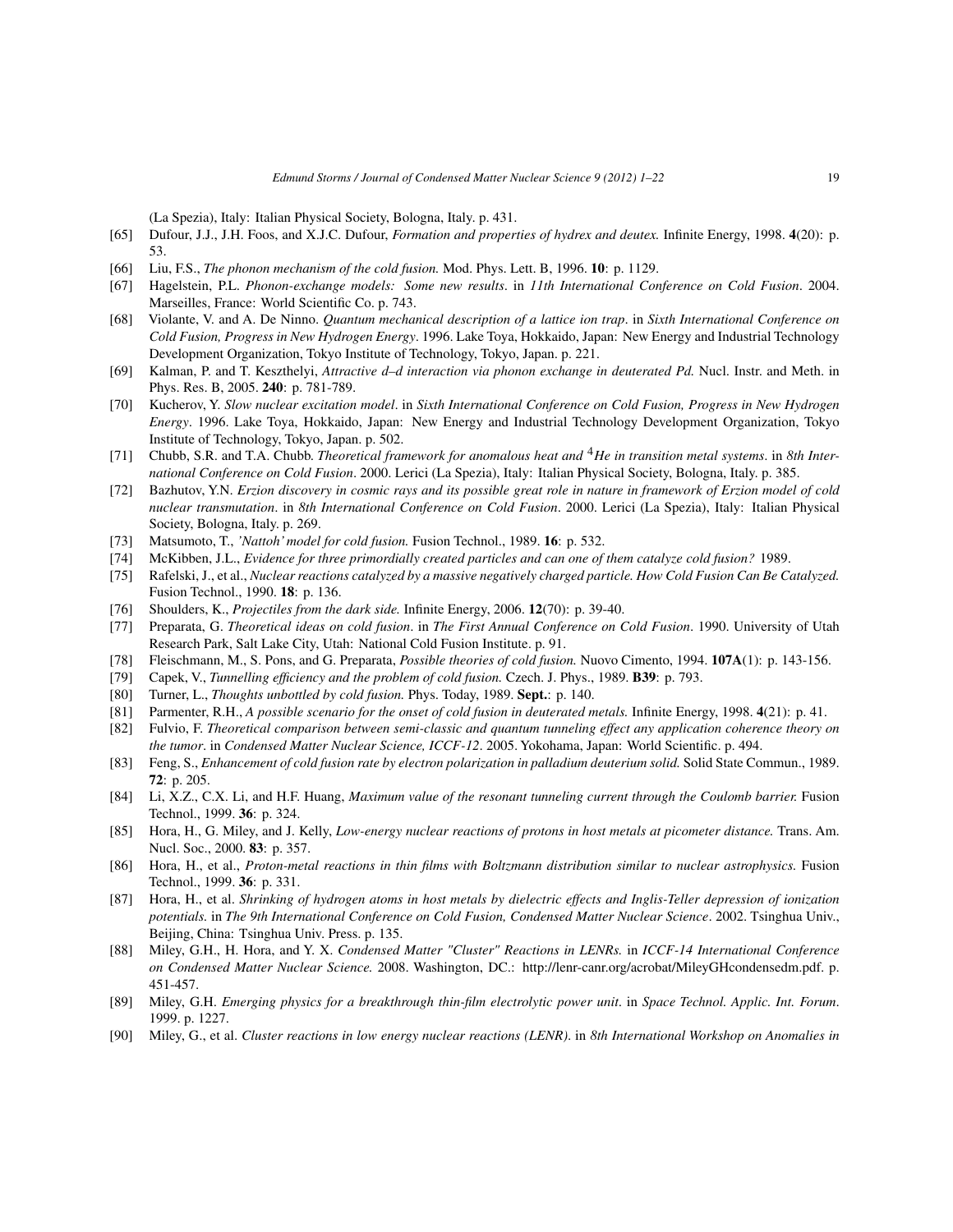(La Spezia), Italy: Italian Physical Society, Bologna, Italy. p. 431.

[65] Dufour, J.J., J.H. Foos, and X.J.C. Dufour, *Formation and properties of hydrex and deutex.* Infinite Energy, 1998. **4**(20): p. 53.

[66] Liu, F.S., *The phonon mechanism of the cold fusion.* Mod. Phys. Lett. B, 1996. **10**: p. 1129.

[67] Hagelstein, P.L. *Phonon-exchange models: Some new results*. in *11th International Conference on Cold Fusion*. 2004. Marseilles, France: World Scientific Co. p. 743.

[68] Violante, V. and A. De Ninno. *Quantum mechanical description of a lattice ion trap*. in *Sixth International Conference on Cold Fusion, Progress in New Hydrogen Energy*. 1996. Lake Toya, Hokkaido, Japan: New Energy and Industrial Technology Development Organization, Tokyo Institute of Technology, Tokyo, Japan. p. 221.

[69] Kalman, P. and T. Keszthelyi, *Attractive d–d interaction via phonon exchange in deuterated Pd.* Nucl. Instr. and Meth. in Phys. Res. B, 2005. **240**: p. 781-789.

[70] Kucherov, Y. *Slow nuclear excitation model*. in *Sixth International Conference on Cold Fusion, Progress in New Hydrogen Energy*. 1996. Lake Toya, Hokkaido, Japan: New Energy and Industrial Technology Development Organization, Tokyo Institute of Technology, Tokyo, Japan. p. 502.

[71] Chubb, S.R. and T.A. Chubb. *Theoretical framework for anomalous heat and $^4$He in transition metal systems*. in *8th International Conference on Cold Fusion*. 2000. Lerici (La Spezia), Italy: Italian Physical Society, Bologna, Italy. p. 385.

[72] Bazhutov, Y.N. *Erzion discovery in cosmic rays and its possible great role in nature in framework of Erzion model of cold nuclear transmutation*. in *8th International Conference on Cold Fusion*. 2000. Lerici (La Spezia), Italy: Italian Physical Society, Bologna, Italy. p. 269.

[73] Matsumoto, T., *'Nattoh' model for cold fusion.* Fusion Technol., 1989. **16**: p. 532.

[74] McKibben, J.L., *Evidence for three primordially created particles and can one of them catalyze cold fusion?* 1989.

[75] Rafelski, J., et al., *Nuclear reactions catalyzed by a massive negatively charged particle. How Cold Fusion Can Be Catalyzed.* Fusion Technol., 1990. **18**: p. 136.

[76] Shoulders, K., *Projectiles from the dark side.* Infinite Energy, 2006. **12**(70): p. 39-40.

[77] Preparata, G. *Theoretical ideas on cold fusion*. in *The First Annual Conference on Cold Fusion*. 1990. University of Utah Research Park, Salt Lake City, Utah: National Cold Fusion Institute. p. 91.

[78] Fleischmann, M., S. Pons, and G. Preparata, *Possible theories of cold fusion.* Nuovo Cimento, 1994. **107A**(1): p. 143-156.

[79] Capek, V., *Tunnelling efficiency and the problem of cold fusion.* Czech. J. Phys., 1989. **B39**: p. 793.

[80] Turner, L., *Thoughts unbottled by cold fusion.* Phys. Today, 1989. **Sept.**: p. 140.

[81] Parmenter, R.H., *A possible scenario for the onset of cold fusion in deuterated metals.* Infinite Energy, 1998. **4**(21): p. 41.

[82] Fulvio, F. *Theoretical comparison between semi-classic and quantum tunneling effect any application coherence theory on the tumor*. in *Condensed Matter Nuclear Science, ICCF-12*. 2005. Yokohama, Japan: World Scientific. p. 494.

[83] Feng, S., *Enhancement of cold fusion rate by electron polarization in palladium deuterium solid.* Solid State Commun., 1989. **72**: p. 205.

[84] Li, X.Z., C.X. Li, and H.F. Huang, *Maximum value of the resonant tunneling current through the Coulomb barrier.* Fusion Technol., 1999. **36**: p. 324.

[85] Hora, H., G. Miley, and J. Kelly, *Low-energy nuclear reactions of protons in host metals at picometer distance.* Trans. Am. Nucl. Soc., 2000. **83**: p. 357.

[86] Hora, H., et al., *Proton-metal reactions in thin films with Boltzmann distribution similar to nuclear astrophysics.* Fusion Technol., 1999. **36**: p. 331.

[87] Hora, H., et al. *Shrinking of hydrogen atoms in host metals by dielectric effects and Inglis-Teller depression of ionization potentials.* in *The 9th International Conference on Cold Fusion, Condensed Matter Nuclear Science*. 2002. Tsinghua Univ., Beijing, China: Tsinghua Univ. Press. p. 135.

[88] Miley, G.H., H. Hora, and Y. X. *Condensed Matter "Cluster" Reactions in LENRs.* in *ICCF-14 International Conference on Condensed Matter Nuclear Science.* 2008. Washington, DC.: http://lenr-canr.org/acrobat/MileyGHcondensedm.pdf. p. 451-457.

[89] Miley, G.H. *Emerging physics for a breakthrough thin-film electrolytic power unit*. in *Space Technol. Applic. Int. Forum*. 1999. p. 1227.

[90] Miley, G., et al. *Cluster reactions in low energy nuclear reactions (LENR)*. in *8th International Workshop on Anomalies in*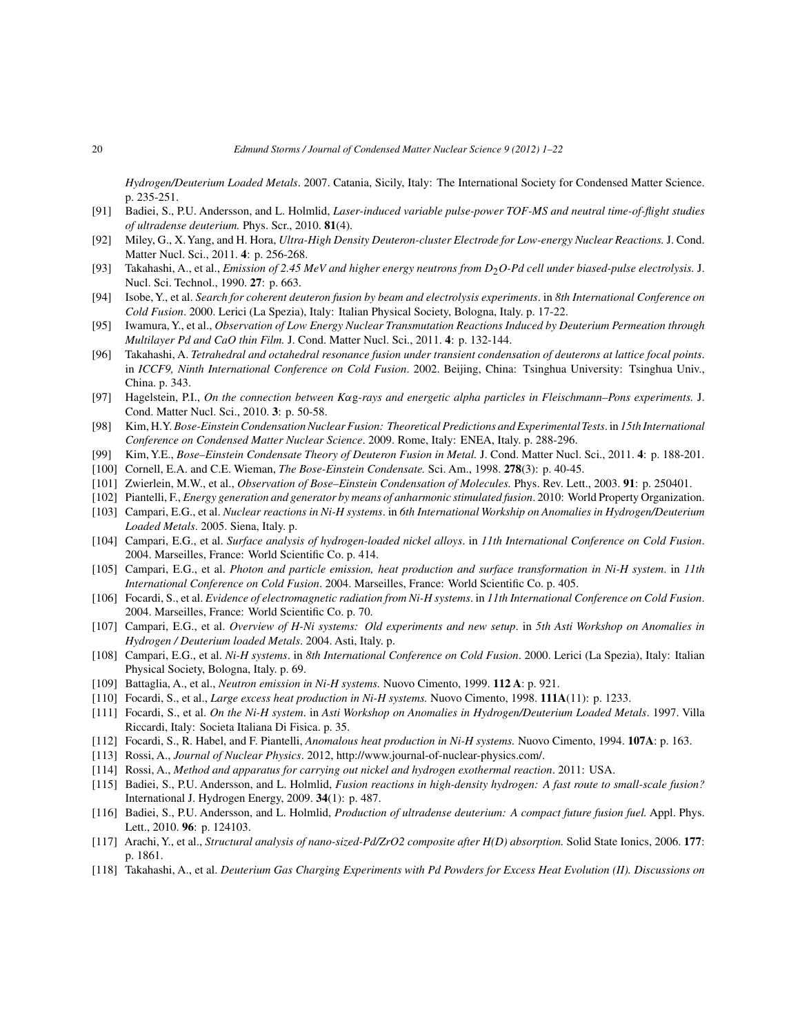*Hydrogen/Deuterium Loaded Metals*. 2007. Catania, Sicily, Italy: The International Society for Condensed Matter Science. p. 235-251.

[91] Badiei, S., P.U. Andersson, and L. Holmlid, *Laser-induced variable pulse-power TOF-MS and neutral time-of-flight studies of ultradense deuterium.* Phys. Scr., 2010. **81**(4).

[92] Miley, G., X. Yang, and H. Hora, *Ultra-High Density Deuteron-cluster Electrode for Low-energy Nuclear Reactions.* J. Cond. Matter Nucl. Sci., 2011. **4**: p. 256-268.

[93] Takahashi, A., et al., *Emission of 2.45 MeV and higher energy neutrons from $D_2O$-Pd cell under biased-pulse electrolysis.* J. Nucl. Sci. Technol., 1990. **27**: p. 663.

[94] Isobe, Y., et al. *Search for coherent deuteron fusion by beam and electrolysis experiments*. in *8th International Conference on Cold Fusion*. 2000. Lerici (La Spezia), Italy: Italian Physical Society, Bologna, Italy. p. 17-22.

[95] Iwamura, Y., et al., *Observation of Low Energy Nuclear Transmutation Reactions Induced by Deuterium Permeation through Multilayer Pd and CaO thin Film.* J. Cond. Matter Nucl. Sci., 2011. **4**: p. 132-144.

[96] Takahashi, A. *Tetrahedral and octahedral resonance fusion under transient condensation of deuterons at lattice focal points*. in *ICCF9, Ninth International Conference on Cold Fusion*. 2002. Beijing, China: Tsinghua University: Tsinghua Univ., China. p. 343.

[97] Hagelstein, P.I., *On the connection between Kα-rays and energetic alpha particles in Fleischmann–Pons experiments.* J. Cond. Matter Nucl. Sci., 2010. **3**: p. 50-58.

[98] Kim, H.Y. *Bose-Einstein Condensation Nuclear Fusion: Theoretical Predictions and Experimental Tests*. in *15th International Conference on Condensed Matter Nuclear Science*. 2009. Rome, Italy: ENEA, Italy. p. 288-296.

[99] Kim, Y.E., *Bose–Einstein Condensate Theory of Deuteron Fusion in Metal.* J. Cond. Matter Nucl. Sci., 2011. **4**: p. 188-201.

[100] Cornell, E.A. and C.E. Wieman, *The Bose-Einstein Condensate.* Sci. Am., 1998. **278**(3): p. 40-45.

[101] Zwierlein, M.W., et al., *Observation of Bose–Einstein Condensation of Molecules.* Phys. Rev. Lett., 2003. **91**: p. 250401.

[102] Piantelli, F., *Energy generation and generator by means of anharmonic stimulated fusion*. 2010: World Property Organization.

[103] Campari, E.G., et al. *Nuclear reactions in Ni-H systems*. in *6th International Workship on Anomalies in Hydrogen/Deuterium Loaded Metals*. 2005. Siena, Italy. p.

[104] Campari, E.G., et al. *Surface analysis of hydrogen-loaded nickel alloys*. in *11th International Conference on Cold Fusion*. 2004. Marseilles, France: World Scientific Co. p. 414.

[105] Campari, E.G., et al. *Photon and particle emission, heat production and surface transformation in Ni-H system*. in *11th International Conference on Cold Fusion*. 2004. Marseilles, France: World Scientific Co. p. 405.

[106] Focardi, S., et al. *Evidence of electromagnetic radiation from Ni-H systems*. in *11th International Conference on Cold Fusion*. 2004. Marseilles, France: World Scientific Co. p. 70.

[107] Campari, E.G., et al. *Overview of H-Ni systems: Old experiments and new setup*. in *5th Asti Workshop on Anomalies in Hydrogen / Deuterium loaded Metals*. 2004. Asti, Italy. p.

[108] Campari, E.G., et al. *Ni-H systems*. in *8th International Conference on Cold Fusion*. 2000. Lerici (La Spezia), Italy: Italian Physical Society, Bologna, Italy. p. 69.

[109] Battaglia, A., et al., *Neutron emission in Ni-H systems.* Nuovo Cimento, 1999. **112 A**: p. 921.

[110] Focardi, S., et al., *Large excess heat production in Ni-H systems.* Nuovo Cimento, 1998. **111A**(11): p. 1233.

[111] Focardi, S., et al. *On the Ni-H system*. in *Asti Workshop on Anomalies in Hydrogen/Deuterium Loaded Metals*. 1997. Villa Riccardi, Italy: Societa Italiana Di Fisica. p. 35.

[112] Focardi, S., R. Habel, and F. Piantelli, *Anomalous heat production in Ni-H systems.* Nuovo Cimento, 1994. **107A**: p. 163.

[113] Rossi, A., *Journal of Nuclear Physics*. 2012, http://www.journal-of-nuclear-physics.com/.

[114] Rossi, A., *Method and apparatus for carrying out nickel and hydrogen exothermal reaction*. 2011: USA.

[115] Badiei, S., P.U. Andersson, and L. Holmlid, *Fusion reactions in high-density hydrogen: A fast route to small-scale fusion?* International J. Hydrogen Energy, 2009. **34**(1): p. 487.

[116] Badiei, S., P.U. Andersson, and L. Holmlid, *Production of ultradense deuterium: A compact future fusion fuel.* Appl. Phys. Lett., 2010. **96**: p. 124103.

[117] Arachi, Y., et al., *Structural analysis of nano-sized-Pd/$ZrO_2$ composite after H(D) absorption.* Solid State Ionics, 2006. **177**: p. 1861.

[118] Takahashi, A., et al. *Deuterium Gas Charging Experiments with Pd Powders for Excess Heat Evolution (II). Discussions on*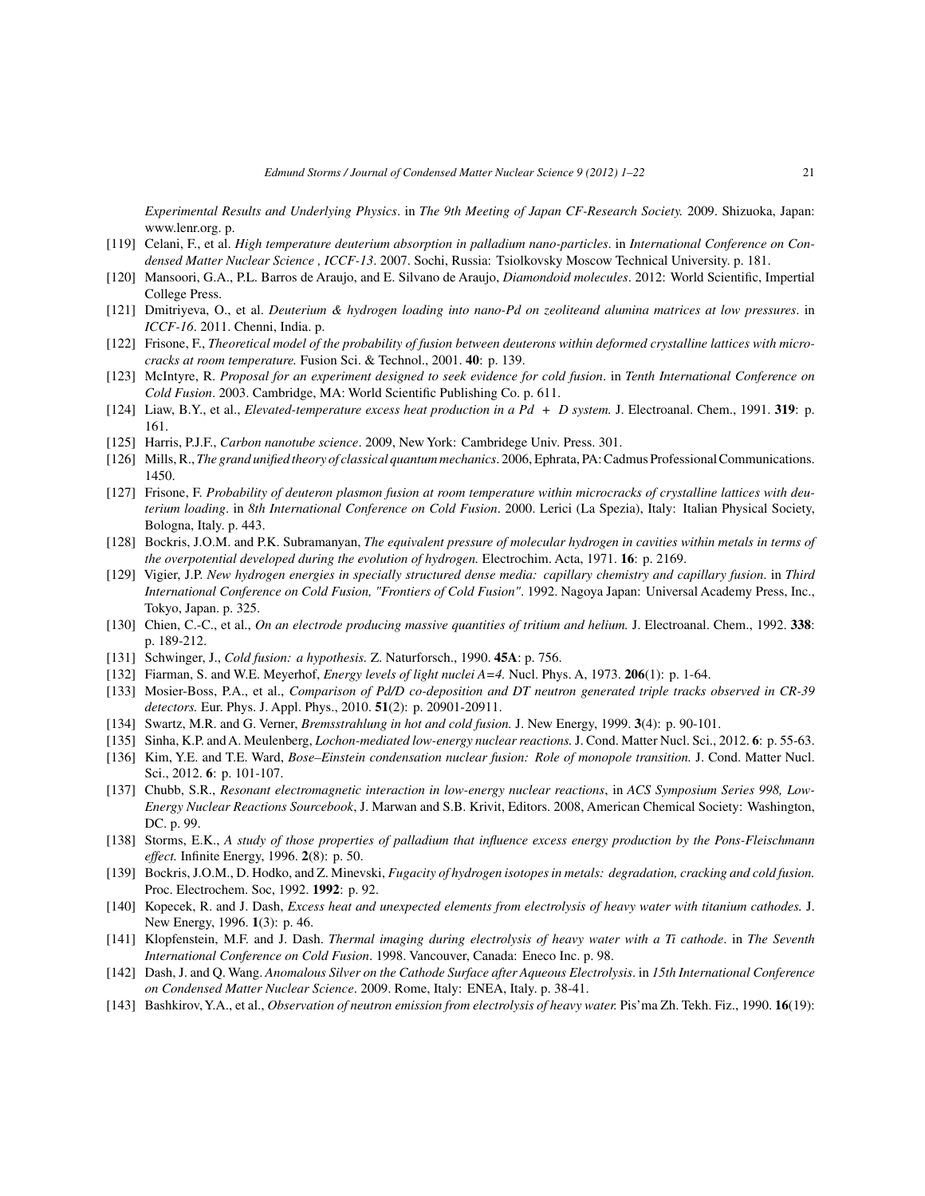*Experimental Results and Underlying Physics*. in *The 9th Meeting of Japan CF-Research Society.* 2009. Shizuoka, Japan: www.lenr.org. p.

[119] Celani, F., et al. *High temperature deuterium absorption in palladium nano-particles*. in *International Conference on Condensed Matter Nuclear Science , ICCF-13*. 2007. Sochi, Russia: Tsiolkovsky Moscow Technical University. p. 181.

[120] Mansoori, G.A., P.L. Barros de Araujo, and E. Silvano de Araujo, *Diamondoid molecules*. 2012: World Scientific, Impertial College Press.

[121] Dmitriyeva, O., et al. *Deuterium & hydrogen loading into nano-Pd on zeoliteand alumina matrices at low pressures*. in *ICCF-16*. 2011. Chenni, India. p.

[122] Frisone, F., *Theoretical model of the probability of fusion between deuterons within deformed crystalline lattices with microcracks at room temperature.* Fusion Sci. & Technol., 2001. **40**: p. 139.

[123] McIntyre, R. *Proposal for an experiment designed to seek evidence for cold fusion*. in *Tenth International Conference on Cold Fusion*. 2003. Cambridge, MA: World Scientific Publishing Co. p. 611.

[124] Liaw, B.Y., et al., *Elevated-temperature excess heat production in a Pd + D system.* J. Electroanal. Chem., 1991. **319**: p. 161.

[125] Harris, P.J.F., *Carbon nanotube science*. 2009, New York: Cambridege Univ. Press. 301.

[126] Mills, R., *The grand unified theory of classical quantum mechanics*. 2006, Ephrata, PA: Cadmus Professional Communications. 1450.

[127] Frisone, F. *Probability of deuteron plasmon fusion at room temperature within microcracks of crystalline lattices with deuterium loading*. in *8th International Conference on Cold Fusion*. 2000. Lerici (La Spezia), Italy: Italian Physical Society, Bologna, Italy. p. 443.

[128] Bockris, J.O.M. and P.K. Subramanyan, *The equivalent pressure of molecular hydrogen in cavities within metals in terms of the overpotential developed during the evolution of hydrogen.* Electrochim. Acta, 1971. **16**: p. 2169.

[129] Vigier, J.P. *New hydrogen energies in specially structured dense media: capillary chemistry and capillary fusion*. in *Third International Conference on Cold Fusion, "Frontiers of Cold Fusion"*. 1992. Nagoya Japan: Universal Academy Press, Inc., Tokyo, Japan. p. 325.

[130] Chien, C.-C., et al., *On an electrode producing massive quantities of tritium and helium.* J. Electroanal. Chem., 1992. **338**: p. 189-212.

[131] Schwinger, J., *Cold fusion: a hypothesis.* Z. Naturforsch., 1990. **45A**: p. 756.

[132] Fiarman, S. and W.E. Meyerhof, *Energy levels of light nuclei A=4.* Nucl. Phys. A, 1973. **206**(1): p. 1-64.

[133] Mosier-Boss, P.A., et al., *Comparison of Pd/D co-deposition and DT neutron generated triple tracks observed in CR-39 detectors.* Eur. Phys. J. Appl. Phys., 2010. **51**(2): p. 20901-20911.

[134] Swartz, M.R. and G. Verner, *Bremsstrahlung in hot and cold fusion.* J. New Energy, 1999. **3**(4): p. 90-101.

[135] Sinha, K.P. and A. Meulenberg, *Lochon-mediated low-energy nuclear reactions.* J. Cond. Matter Nucl. Sci., 2012. **6**: p. 55-63.

[136] Kim, Y.E. and T.E. Ward, *Bose–Einstein condensation nuclear fusion: Role of monopole transition.* J. Cond. Matter Nucl. Sci., 2012. **6**: p. 101-107.

[137] Chubb, S.R., *Resonant electromagnetic interaction in low-energy nuclear reactions*, in *ACS Symposium Series 998, Low-Energy Nuclear Reactions Sourcebook*, J. Marwan and S.B. Krivit, Editors. 2008, American Chemical Society: Washington, DC. p. 99.

[138] Storms, E.K., *A study of those properties of palladium that influence excess energy production by the Pons-Fleischmann effect.* Infinite Energy, 1996. **2**(8): p. 50.

[139] Bockris, J.O.M., D. Hodko, and Z. Minevski, *Fugacity of hydrogen isotopes in metals: degradation, cracking and cold fusion.* Proc. Electrochem. Soc, 1992. **1992**: p. 92.

[140] Kopecek, R. and J. Dash, *Excess heat and unexpected elements from electrolysis of heavy water with titanium cathodes.* J. New Energy, 1996. **1**(3): p. 46.

[141] Klopfenstein, M.F. and J. Dash. *Thermal imaging during electrolysis of heavy water with a Ti cathode*. in *The Seventh International Conference on Cold Fusion*. 1998. Vancouver, Canada: Eneco Inc. p. 98.

[142] Dash, J. and Q. Wang. *Anomalous Silver on the Cathode Surface after Aqueous Electrolysis*. in *15th International Conference on Condensed Matter Nuclear Science*. 2009. Rome, Italy: ENEA, Italy. p. 38-41.

[143] Bashkirov, Y.A., et al., *Observation of neutron emission from electrolysis of heavy water.* Pis'ma Zh. Tekh. Fiz., 1990. **16**(19):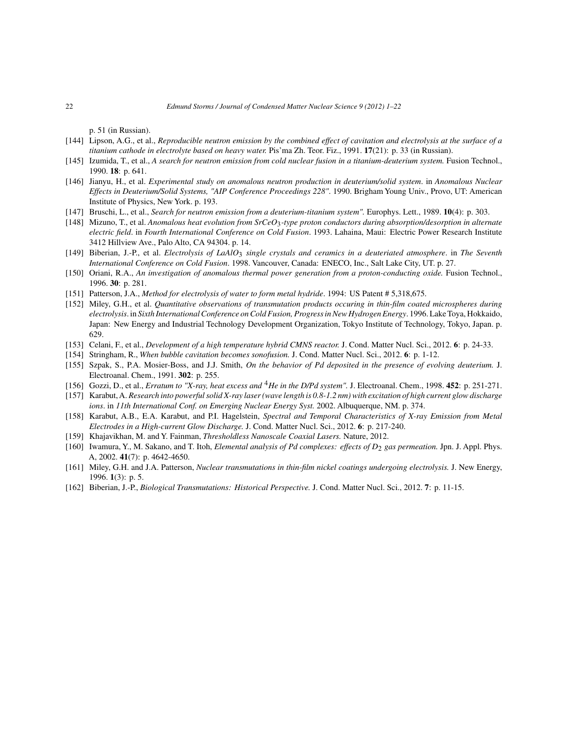p. 51 (in Russian).

[144] Lipson, A.G., et al., *Reproducible neutron emission by the combined effect of cavitation and electrolysis at the surface of a titanium cathode in electrolyte based on heavy water.* Pis'ma Zh. Teor. Fiz., 1991. **17**(21): p. 33 (in Russian).

[145] Izumida, T., et al., *A search for neutron emission from cold nuclear fusion in a titanium-deuterium system.* Fusion Technol., 1990. **18**: p. 641.

[146] Jianyu, H., et al. *Experimental study on anomalous neutron production in deuterium/solid system*. in *Anomalous Nuclear Effects in Deuterium/Solid Systems, "AIP Conference Proceedings 228"*. 1990. Brigham Young Univ., Provo, UT: American Institute of Physics, New York. p. 193.

[147] Bruschi, L., et al., *Search for neutron emission from a deuterium-titanium system".* Europhys. Lett., 1989. **10**(4): p. 303.

[148] Mizuno, T., et al. *Anomalous heat evolution from $SrCeO_3$-type proton conductors during absorption/desorption in alternate electric field*. in *Fourth International Conference on Cold Fusion*. 1993. Lahaina, Maui: Electric Power Research Institute 3412 Hillview Ave., Palo Alto, CA 94304. p. 14.

[149] Biberian, J.-P., et al. *Electrolysis of $LaAlO_3$ single crystals and ceramics in a deuteriated atmosphere*. in *The Seventh International Conference on Cold Fusion*. 1998. Vancouver, Canada: ENECO, Inc., Salt Lake City, UT. p. 27.

[150] Oriani, R.A., *An investigation of anomalous thermal power generation from a proton-conducting oxide.* Fusion Technol., 1996. **30**: p. 281.

[151] Patterson, J.A., *Method for electrolysis of water to form metal hydride*. 1994: US Patent # 5,318,675.

[152] Miley, G.H., et al. *Quantitative observations of transmutation products occuring in thin-film coated microspheres during electrolysis*. in *Sixth International Conference on Cold Fusion, Progress in New Hydrogen Energy*. 1996. Lake Toya, Hokkaido, Japan: New Energy and Industrial Technology Development Organization, Tokyo Institute of Technology, Tokyo, Japan. p. 629.

[153] Celani, F., et al., *Development of a high temperature hybrid CMNS reactor.* J. Cond. Matter Nucl. Sci., 2012. **6**: p. 24-33.

[154] Stringham, R., *When bubble cavitation becomes sonofusion.* J. Cond. Matter Nucl. Sci., 2012. **6**: p. 1-12.

[155] Szpak, S., P.A. Mosier-Boss, and J.J. Smith, *On the behavior of Pd deposited in the presence of evolving deuterium.* J. Electroanal. Chem., 1991. **302**: p. 255.

[156] Gozzi, D., et al., *Erratum to "X-ray, heat excess and $^4$He in the D/Pd system".* J. Electroanal. Chem., 1998. **452**: p. 251-271.

[157] Karabut, A. *Research into powerful solid X-ray laser (wave length is 0.8-1.2 nm) with excitation of high current glow discharge ions*. in *11th International Conf. on Emerging Nuclear Energy Syst.* 2002. Albuquerque, NM. p. 374.

[158] Karabut, A.B., E.A. Karabut, and P.I. Hagelstein, *Spectral and Temporal Characteristics of X-ray Emission from Metal Electrodes in a High-current Glow Discharge.* J. Cond. Matter Nucl. Sci., 2012. **6**: p. 217-240.

[159] Khajavikhan, M. and Y. Fainman, *Thresholdless Nanoscale Coaxial Lasers.* Nature, 2012.

[160] Iwamura, Y., M. Sakano, and T. Itoh, *Elemental analysis of Pd complexes: effects of $D_2$ gas permeation.* Jpn. J. Appl. Phys. A, 2002. **41**(7): p. 4642-4650.

[161] Miley, G.H. and J.A. Patterson, *Nuclear transmutations in thin-film nickel coatings undergoing electrolysis.* J. New Energy, 1996. **1**(3): p. 5.

[162] Biberian, J.-P., *Biological Transmutations: Historical Perspective.* J. Cond. Matter Nucl. Sci., 2012. **7**: p. 11-15.